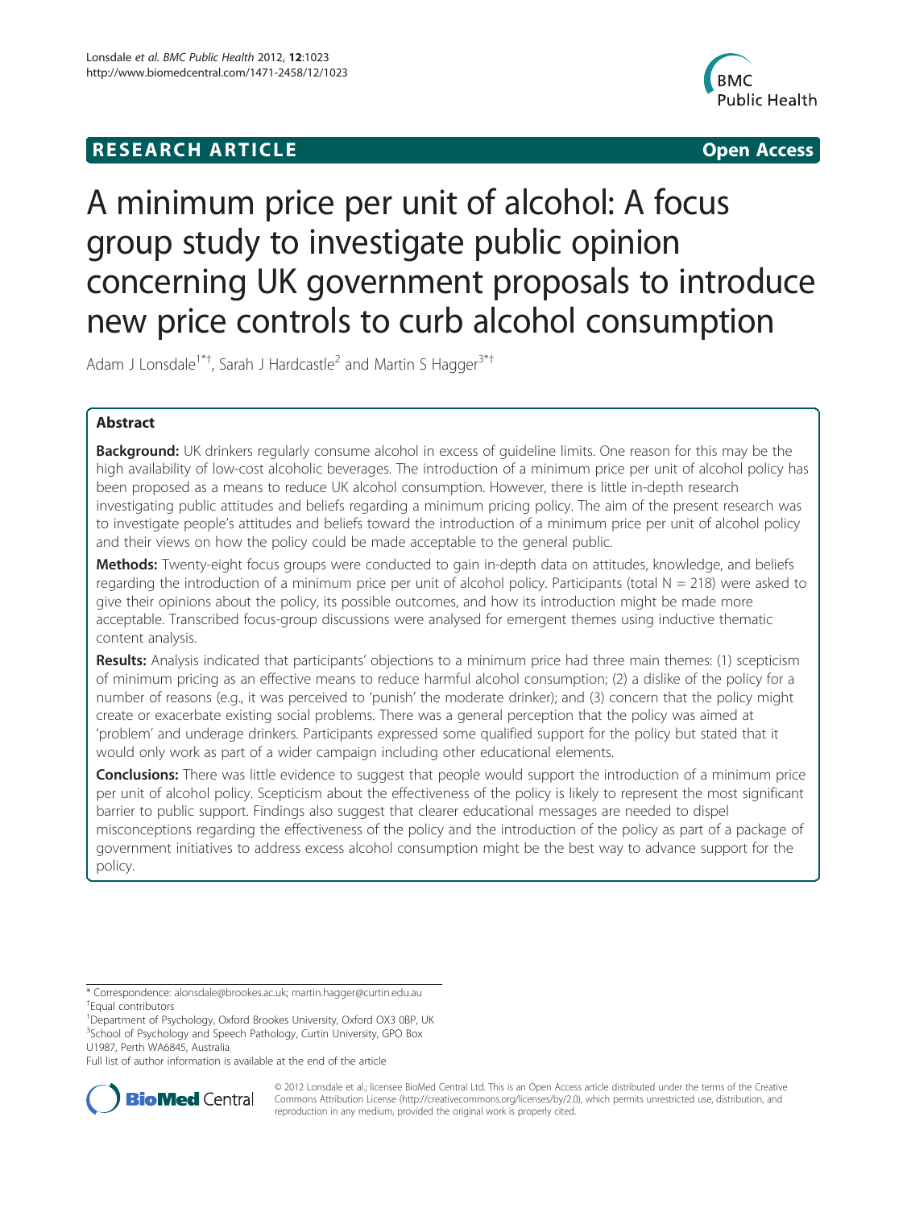**RESEARCH ARTICLE** **Open Access**

# A minimum price per unit of alcohol: A focus group study to investigate public opinion concerning UK government proposals to introduce new price controls to curb alcohol consumption

Adam J Lonsdale[1*†], Sarah J Hardcastle[2] and Martin S Hagger[3*†]

## Abstract

**Background:** UK drinkers regularly consume alcohol in excess of guideline limits. One reason for this may be the high availability of low-cost alcoholic beverages. The introduction of a minimum price per unit of alcohol policy has been proposed as a means to reduce UK alcohol consumption. However, there is little in-depth research investigating public attitudes and beliefs regarding a minimum pricing policy. The aim of the present research was to investigate people's attitudes and beliefs toward the introduction of a minimum price per unit of alcohol policy and their views on how the policy could be made acceptable to the general public.

**Methods:** Twenty-eight focus groups were conducted to gain in-depth data on attitudes, knowledge, and beliefs regarding the introduction of a minimum price per unit of alcohol policy. Participants (total N = 218) were asked to give their opinions about the policy, its possible outcomes, and how its introduction might be made more acceptable. Transcribed focus-group discussions were analysed for emergent themes using inductive thematic content analysis.

**Results:** Analysis indicated that participants' objections to a minimum price had three main themes: (1) scepticism of minimum pricing as an effective means to reduce harmful alcohol consumption; (2) a dislike of the policy for a number of reasons (e.g., it was perceived to 'punish' the moderate drinker); and (3) concern that the policy might create or exacerbate existing social problems. There was a general perception that the policy was aimed at 'problem' and underage drinkers. Participants expressed some qualified support for the policy but stated that it would only work as part of a wider campaign including other educational elements.

**Conclusions:** There was little evidence to suggest that people would support the introduction of a minimum price per unit of alcohol policy. Scepticism about the effectiveness of the policy is likely to represent the most significant barrier to public support. Findings also suggest that clearer educational messages are needed to dispel misconceptions regarding the effectiveness of the policy and the introduction of the policy as part of a package of government initiatives to address excess alcohol consumption might be the best way to advance support for the policy.

\* Correspondence: alonsdale@brookes.ac.uk; martin.hagger@curtin.edu.au
†Equal contributors
[1]Department of Psychology, Oxford Brookes University, Oxford OX3 0BP, UK
[3]School of Psychology and Speech Pathology, Curtin University, GPO Box U1987, Perth WA6845, Australia
Full list of author information is available at the end of the article

© 2012 Lonsdale et al.; licensee BioMed Central Ltd. This is an Open Access article distributed under the terms of the Creative Commons Attribution License (http://creativecommons.org/licenses/by/2.0), which permits unrestricted use, distribution, and reproduction in any medium, provided the original work is properly cited.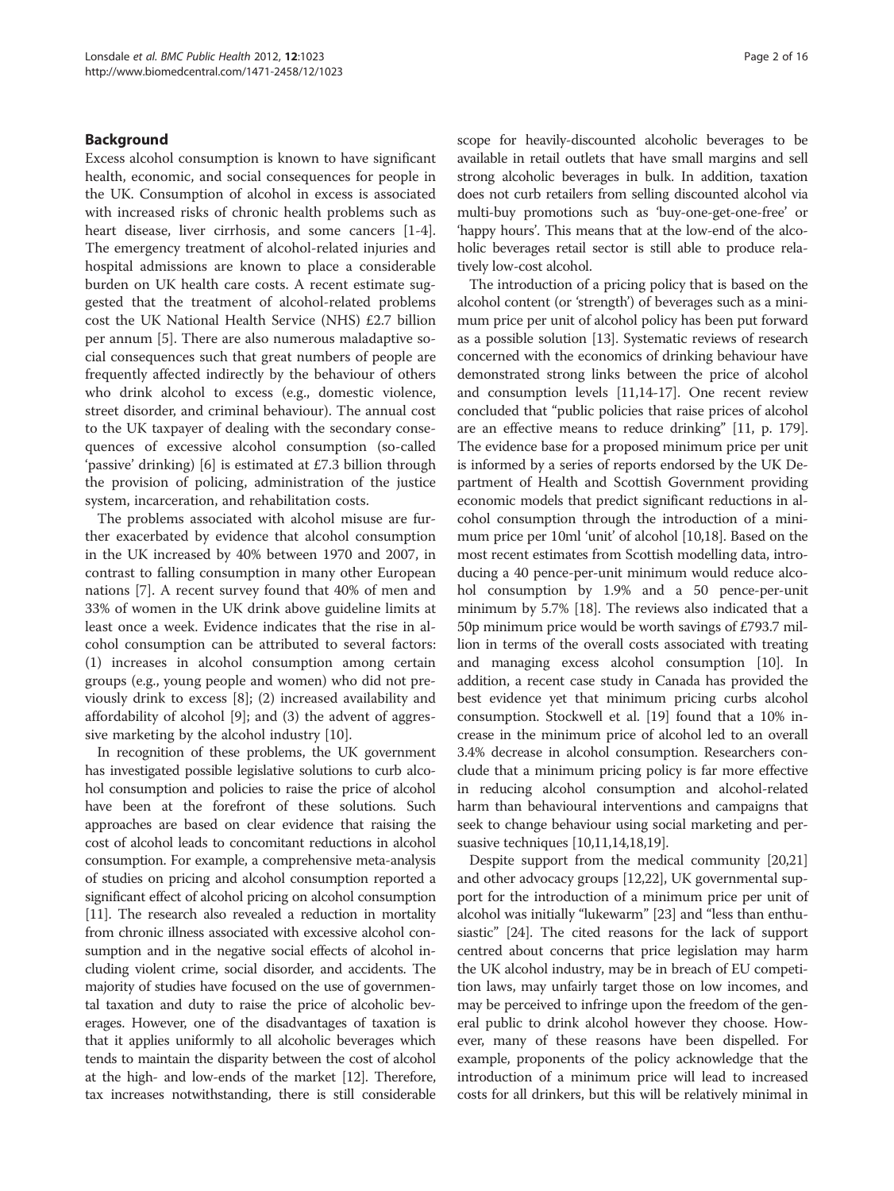## Background

Excess alcohol consumption is known to have significant health, economic, and social consequences for people in the UK. Consumption of alcohol in excess is associated with increased risks of chronic health problems such as heart disease, liver cirrhosis, and some cancers [1-4]. The emergency treatment of alcohol-related injuries and hospital admissions are known to place a considerable burden on UK health care costs. A recent estimate suggested that the treatment of alcohol-related problems cost the UK National Health Service (NHS) £2.7 billion per annum [5]. There are also numerous maladaptive social consequences such that great numbers of people are frequently affected indirectly by the behaviour of others who drink alcohol to excess (e.g., domestic violence, street disorder, and criminal behaviour). The annual cost to the UK taxpayer of dealing with the secondary consequences of excessive alcohol consumption (so-called 'passive' drinking) [6] is estimated at £7.3 billion through the provision of policing, administration of the justice system, incarceration, and rehabilitation costs.

The problems associated with alcohol misuse are further exacerbated by evidence that alcohol consumption in the UK increased by 40% between 1970 and 2007, in contrast to falling consumption in many other European nations [7]. A recent survey found that 40% of men and 33% of women in the UK drink above guideline limits at least once a week. Evidence indicates that the rise in alcohol consumption can be attributed to several factors: (1) increases in alcohol consumption among certain groups (e.g., young people and women) who did not previously drink to excess [8]; (2) increased availability and affordability of alcohol [9]; and (3) the advent of aggressive marketing by the alcohol industry [10].

In recognition of these problems, the UK government has investigated possible legislative solutions to curb alcohol consumption and policies to raise the price of alcohol have been at the forefront of these solutions. Such approaches are based on clear evidence that raising the cost of alcohol leads to concomitant reductions in alcohol consumption. For example, a comprehensive meta-analysis of studies on pricing and alcohol consumption reported a significant effect of alcohol pricing on alcohol consumption [11]. The research also revealed a reduction in mortality from chronic illness associated with excessive alcohol consumption and in the negative social effects of alcohol including violent crime, social disorder, and accidents. The majority of studies have focused on the use of governmental taxation and duty to raise the price of alcoholic beverages. However, one of the disadvantages of taxation is that it applies uniformly to all alcoholic beverages which tends to maintain the disparity between the cost of alcohol at the high- and low-ends of the market [12]. Therefore, tax increases notwithstanding, there is still considerable scope for heavily-discounted alcoholic beverages to be available in retail outlets that have small margins and sell strong alcoholic beverages in bulk. In addition, taxation does not curb retailers from selling discounted alcohol via multi-buy promotions such as 'buy-one-get-one-free' or 'happy hours'. This means that at the low-end of the alcoholic beverages retail sector is still able to produce relatively low-cost alcohol.

The introduction of a pricing policy that is based on the alcohol content (or 'strength') of beverages such as a minimum price per unit of alcohol policy has been put forward as a possible solution [13]. Systematic reviews of research concerned with the economics of drinking behaviour have demonstrated strong links between the price of alcohol and consumption levels [11,14-17]. One recent review concluded that "public policies that raise prices of alcohol are an effective means to reduce drinking" [11, p. 179]. The evidence base for a proposed minimum price per unit is informed by a series of reports endorsed by the UK Department of Health and Scottish Government providing economic models that predict significant reductions in alcohol consumption through the introduction of a minimum price per 10ml 'unit' of alcohol [10,18]. Based on the most recent estimates from Scottish modelling data, introducing a 40 pence-per-unit minimum would reduce alcohol consumption by 1.9% and a 50 pence-per-unit minimum by 5.7% [18]. The reviews also indicated that a 50p minimum price would be worth savings of £793.7 million in terms of the overall costs associated with treating and managing excess alcohol consumption [10]. In addition, a recent case study in Canada has provided the best evidence yet that minimum pricing curbs alcohol consumption. Stockwell et al. [19] found that a 10% increase in the minimum price of alcohol led to an overall 3.4% decrease in alcohol consumption. Researchers conclude that a minimum pricing policy is far more effective in reducing alcohol consumption and alcohol-related harm than behavioural interventions and campaigns that seek to change behaviour using social marketing and persuasive techniques [10,11,14,18,19].

Despite support from the medical community [20,21] and other advocacy groups [12,22], UK governmental support for the introduction of a minimum price per unit of alcohol was initially "lukewarm" [23] and "less than enthusiastic" [24]. The cited reasons for the lack of support centred about concerns that price legislation may harm the UK alcohol industry, may be in breach of EU competition laws, may unfairly target those on low incomes, and may be perceived to infringe upon the freedom of the general public to drink alcohol however they choose. However, many of these reasons have been dispelled. For example, proponents of the policy acknowledge that the introduction of a minimum price will lead to increased costs for all drinkers, but this will be relatively minimal in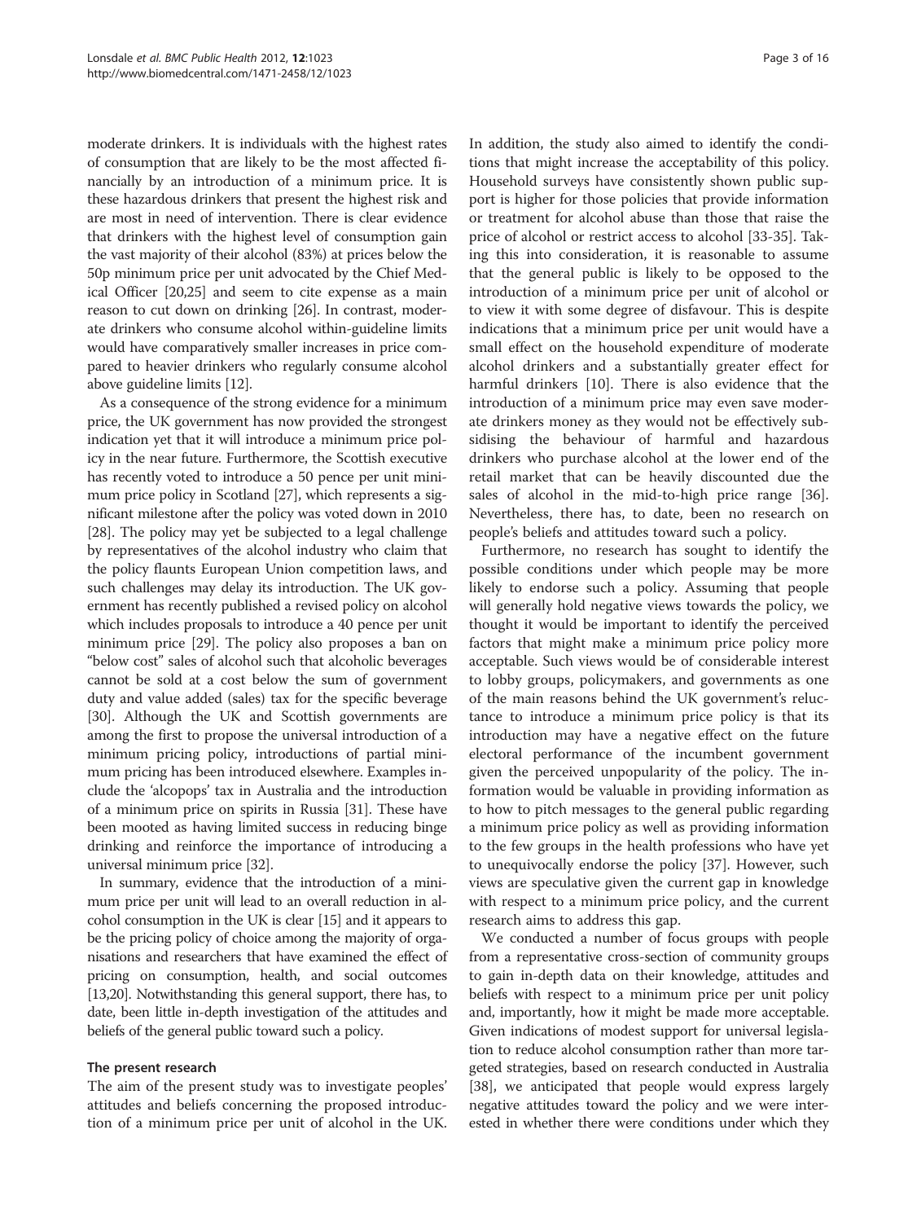moderate drinkers. It is individuals with the highest rates of consumption that are likely to be the most affected financially by an introduction of a minimum price. It is these hazardous drinkers that present the highest risk and are most in need of intervention. There is clear evidence that drinkers with the highest level of consumption gain the vast majority of their alcohol (83%) at prices below the 50p minimum price per unit advocated by the Chief Medical Officer [20,25] and seem to cite expense as a main reason to cut down on drinking [26]. In contrast, moderate drinkers who consume alcohol within-guideline limits would have comparatively smaller increases in price compared to heavier drinkers who regularly consume alcohol above guideline limits [12].

As a consequence of the strong evidence for a minimum price, the UK government has now provided the strongest indication yet that it will introduce a minimum price policy in the near future. Furthermore, the Scottish executive has recently voted to introduce a 50 pence per unit minimum price policy in Scotland [27], which represents a significant milestone after the policy was voted down in 2010 [28]. The policy may yet be subjected to a legal challenge by representatives of the alcohol industry who claim that the policy flaunts European Union competition laws, and such challenges may delay its introduction. The UK government has recently published a revised policy on alcohol which includes proposals to introduce a 40 pence per unit minimum price [29]. The policy also proposes a ban on "below cost" sales of alcohol such that alcoholic beverages cannot be sold at a cost below the sum of government duty and value added (sales) tax for the specific beverage [30]. Although the UK and Scottish governments are among the first to propose the universal introduction of a minimum pricing policy, introductions of partial minimum pricing has been introduced elsewhere. Examples include the 'alcopops' tax in Australia and the introduction of a minimum price on spirits in Russia [31]. These have been mooted as having limited success in reducing binge drinking and reinforce the importance of introducing a universal minimum price [32].

In summary, evidence that the introduction of a minimum price per unit will lead to an overall reduction in alcohol consumption in the UK is clear [15] and it appears to be the pricing policy of choice among the majority of organisations and researchers that have examined the effect of pricing on consumption, health, and social outcomes [13,20]. Notwithstanding this general support, there has, to date, been little in-depth investigation of the attitudes and beliefs of the general public toward such a policy.

### The present research

The aim of the present study was to investigate peoples' attitudes and beliefs concerning the proposed introduction of a minimum price per unit of alcohol in the UK. In addition, the study also aimed to identify the conditions that might increase the acceptability of this policy. Household surveys have consistently shown public support is higher for those policies that provide information or treatment for alcohol abuse than those that raise the price of alcohol or restrict access to alcohol [33-35]. Taking this into consideration, it is reasonable to assume that the general public is likely to be opposed to the introduction of a minimum price per unit of alcohol or to view it with some degree of disfavour. This is despite indications that a minimum price per unit would have a small effect on the household expenditure of moderate alcohol drinkers and a substantially greater effect for harmful drinkers [10]. There is also evidence that the introduction of a minimum price may even save moderate drinkers money as they would not be effectively subsidising the behaviour of harmful and hazardous drinkers who purchase alcohol at the lower end of the retail market that can be heavily discounted due the sales of alcohol in the mid-to-high price range [36]. Nevertheless, there has, to date, been no research on people's beliefs and attitudes toward such a policy.

Furthermore, no research has sought to identify the possible conditions under which people may be more likely to endorse such a policy. Assuming that people will generally hold negative views towards the policy, we thought it would be important to identify the perceived factors that might make a minimum price policy more acceptable. Such views would be of considerable interest to lobby groups, policymakers, and governments as one of the main reasons behind the UK government's reluctance to introduce a minimum price policy is that its introduction may have a negative effect on the future electoral performance of the incumbent government given the perceived unpopularity of the policy. The information would be valuable in providing information as to how to pitch messages to the general public regarding a minimum price policy as well as providing information to the few groups in the health professions who have yet to unequivocally endorse the policy [37]. However, such views are speculative given the current gap in knowledge with respect to a minimum price policy, and the current research aims to address this gap.

We conducted a number of focus groups with people from a representative cross-section of community groups to gain in-depth data on their knowledge, attitudes and beliefs with respect to a minimum price per unit policy and, importantly, how it might be made more acceptable. Given indications of modest support for universal legislation to reduce alcohol consumption rather than more targeted strategies, based on research conducted in Australia [38], we anticipated that people would express largely negative attitudes toward the policy and we were interested in whether there were conditions under which they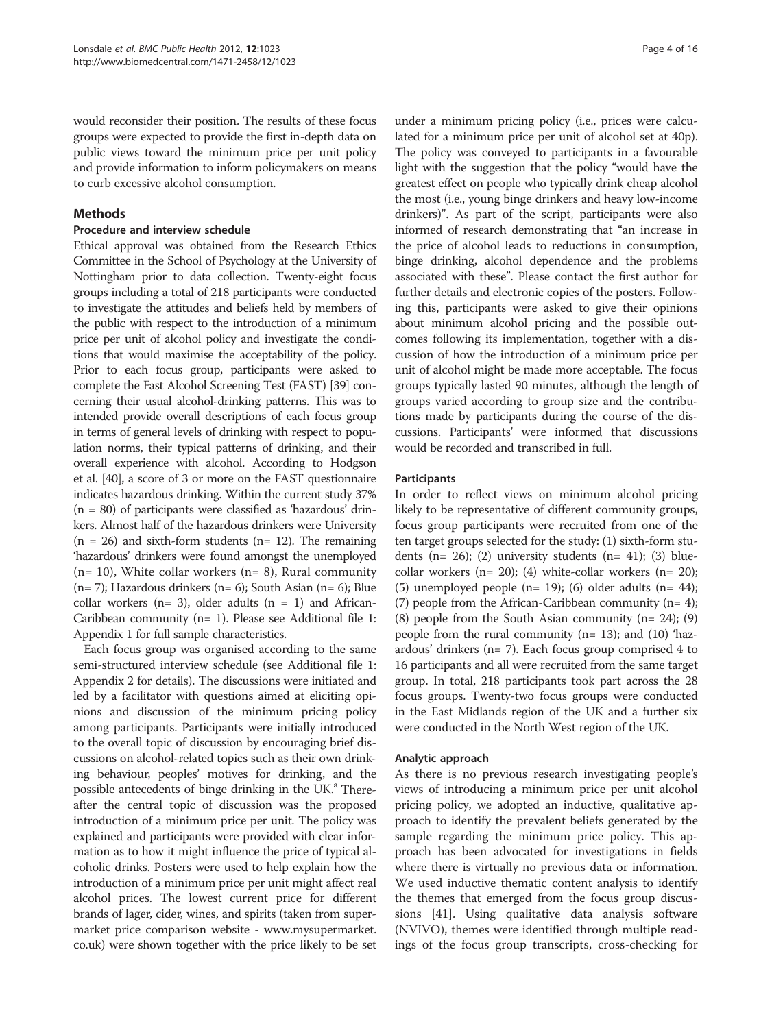would reconsider their position. The results of these focus groups were expected to provide the first in-depth data on public views toward the minimum price per unit policy and provide information to inform policymakers on means to curb excessive alcohol consumption.

## Methods

### Procedure and interview schedule

Ethical approval was obtained from the Research Ethics Committee in the School of Psychology at the University of Nottingham prior to data collection. Twenty-eight focus groups including a total of 218 participants were conducted to investigate the attitudes and beliefs held by members of the public with respect to the introduction of a minimum price per unit of alcohol policy and investigate the conditions that would maximise the acceptability of the policy. Prior to each focus group, participants were asked to complete the Fast Alcohol Screening Test (FAST) [39] concerning their usual alcohol-drinking patterns. This was to intended provide overall descriptions of each focus group in terms of general levels of drinking with respect to population norms, their typical patterns of drinking, and their overall experience with alcohol. According to Hodgson et al. [40], a score of 3 or more on the FAST questionnaire indicates hazardous drinking. Within the current study 37% (n = 80) of participants were classified as 'hazardous' drinkers. Almost half of the hazardous drinkers were University (n = 26) and sixth-form students (n= 12). The remaining 'hazardous' drinkers were found amongst the unemployed (n= 10), White collar workers (n= 8), Rural community (n= 7); Hazardous drinkers (n= 6); South Asian (n= 6); Blue collar workers (n= 3), older adults (n = 1) and African-Caribbean community (n= 1). Please see Additional file 1: Appendix 1 for full sample characteristics.

Each focus group was organised according to the same semi-structured interview schedule (see Additional file 1: Appendix 2 for details). The discussions were initiated and led by a facilitator with questions aimed at eliciting opinions and discussion of the minimum pricing policy among participants. Participants were initially introduced to the overall topic of discussion by encouraging brief discussions on alcohol-related topics such as their own drinking behaviour, peoples' motives for drinking, and the possible antecedents of binge drinking in the UK.[a] Thereafter the central topic of discussion was the proposed introduction of a minimum price per unit. The policy was explained and participants were provided with clear information as to how it might influence the price of typical alcoholic drinks. Posters were used to help explain how the introduction of a minimum price per unit might affect real alcohol prices. The lowest current price for different brands of lager, cider, wines, and spirits (taken from supermarket price comparison website - www.mysupermarket.co.uk) were shown together with the price likely to be set under a minimum pricing policy (i.e., prices were calculated for a minimum price per unit of alcohol set at 40p). The policy was conveyed to participants in a favourable light with the suggestion that the policy "would have the greatest effect on people who typically drink cheap alcohol the most (i.e., young binge drinkers and heavy low-income drinkers)". As part of the script, participants were also informed of research demonstrating that "an increase in the price of alcohol leads to reductions in consumption, binge drinking, alcohol dependence and the problems associated with these". Please contact the first author for further details and electronic copies of the posters. Following this, participants were asked to give their opinions about minimum alcohol pricing and the possible outcomes following its implementation, together with a discussion of how the introduction of a minimum price per unit of alcohol might be made more acceptable. The focus groups typically lasted 90 minutes, although the length of groups varied according to group size and the contributions made by participants during the course of the discussions. Participants' were informed that discussions would be recorded and transcribed in full.

### Participants

In order to reflect views on minimum alcohol pricing likely to be representative of different community groups, focus group participants were recruited from one of the ten target groups selected for the study: (1) sixth-form students (n= 26); (2) university students (n= 41); (3) blue-collar workers (n= 20); (4) white-collar workers (n= 20); (5) unemployed people (n= 19); (6) older adults (n= 44); (7) people from the African-Caribbean community (n= 4); (8) people from the South Asian community (n= 24); (9) people from the rural community (n= 13); and (10) 'hazardous' drinkers (n= 7). Each focus group comprised 4 to 16 participants and all were recruited from the same target group. In total, 218 participants took part across the 28 focus groups. Twenty-two focus groups were conducted in the East Midlands region of the UK and a further six were conducted in the North West region of the UK.

### Analytic approach

As there is no previous research investigating people's views of introducing a minimum price per unit alcohol pricing policy, we adopted an inductive, qualitative approach to identify the prevalent beliefs generated by the sample regarding the minimum price policy. This approach has been advocated for investigations in fields where there is virtually no previous data or information. We used inductive thematic content analysis to identify the themes that emerged from the focus group discussions [41]. Using qualitative data analysis software (NVIVO), themes were identified through multiple readings of the focus group transcripts, cross-checking for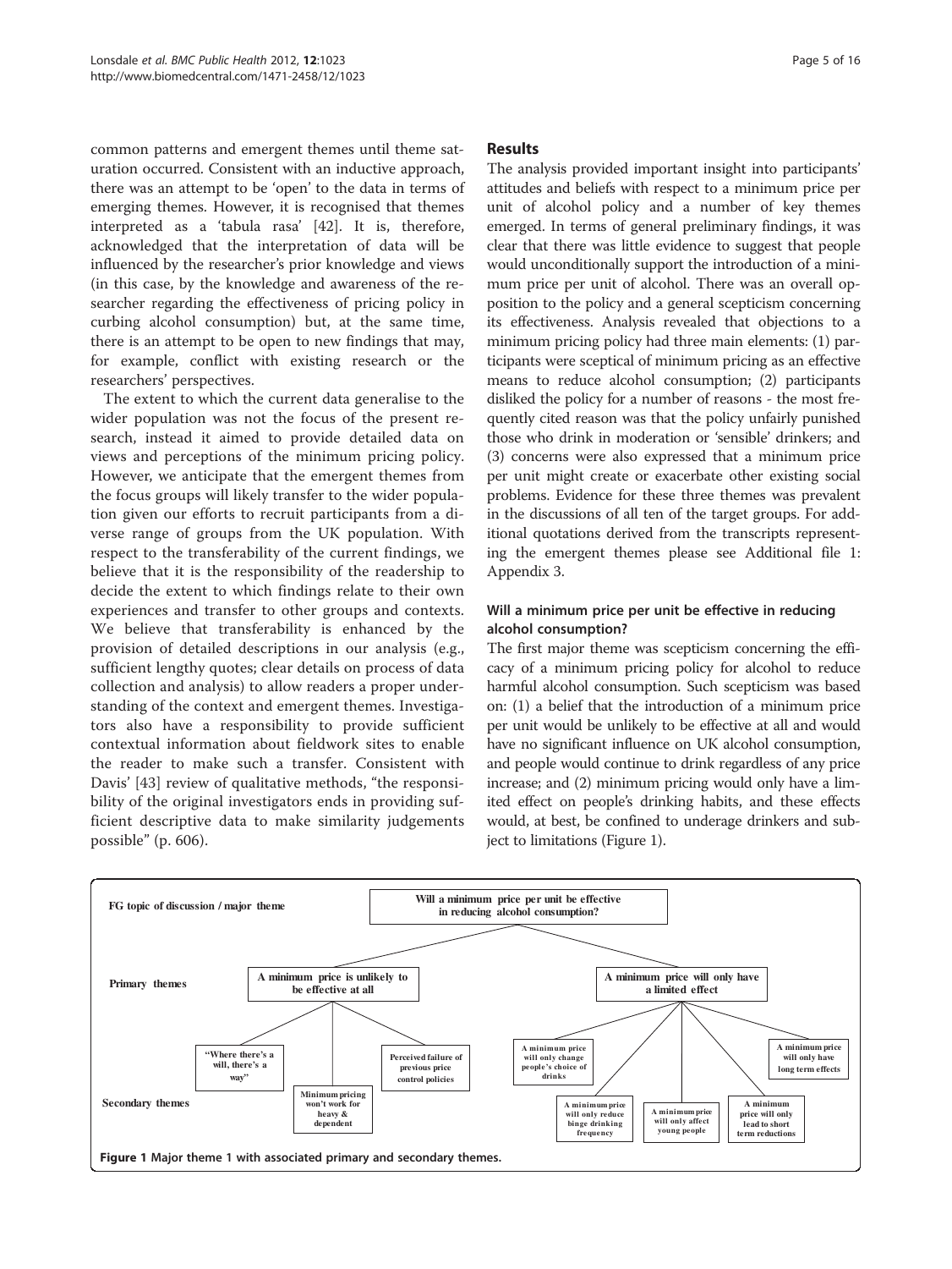common patterns and emergent themes until theme saturation occurred. Consistent with an inductive approach, there was an attempt to be 'open' to the data in terms of emerging themes. However, it is recognised that themes interpreted as a 'tabula rasa' [42]. It is, therefore, acknowledged that the interpretation of data will be influenced by the researcher's prior knowledge and views (in this case, by the knowledge and awareness of the researcher regarding the effectiveness of pricing policy in curbing alcohol consumption) but, at the same time, there is an attempt to be open to new findings that may, for example, conflict with existing research or the researchers' perspectives.

The extent to which the current data generalise to the wider population was not the focus of the present research, instead it aimed to provide detailed data on views and perceptions of the minimum pricing policy. However, we anticipate that the emergent themes from the focus groups will likely transfer to the wider population given our efforts to recruit participants from a diverse range of groups from the UK population. With respect to the transferability of the current findings, we believe that it is the responsibility of the readership to decide the extent to which findings relate to their own experiences and transfer to other groups and contexts. We believe that transferability is enhanced by the provision of detailed descriptions in our analysis (e.g., sufficient lengthy quotes; clear details on process of data collection and analysis) to allow readers a proper understanding of the context and emergent themes. Investigators also have a responsibility to provide sufficient contextual information about fieldwork sites to enable the reader to make such a transfer. Consistent with Davis' [43] review of qualitative methods, "the responsibility of the original investigators ends in providing sufficient descriptive data to make similarity judgements possible" (p. 606).

## Results

The analysis provided important insight into participants' attitudes and beliefs with respect to a minimum price per unit of alcohol policy and a number of key themes emerged. In terms of general preliminary findings, it was clear that there was little evidence to suggest that people would unconditionally support the introduction of a minimum price per unit of alcohol. There was an overall opposition to the policy and a general scepticism concerning its effectiveness. Analysis revealed that objections to a minimum pricing policy had three main elements: (1) participants were sceptical of minimum pricing as an effective means to reduce alcohol consumption; (2) participants disliked the policy for a number of reasons - the most frequently cited reason was that the policy unfairly punished those who drink in moderation or 'sensible' drinkers; and (3) concerns were also expressed that a minimum price per unit might create or exacerbate other existing social problems. Evidence for these three themes was prevalent in the discussions of all ten of the target groups. For additional quotations derived from the transcripts representing the emergent themes please see Additional file 1: Appendix 3.

### Will a minimum price per unit be effective in reducing alcohol consumption?

The first major theme was scepticism concerning the efficacy of a minimum pricing policy for alcohol to reduce harmful alcohol consumption. Such scepticism was based on: (1) a belief that the introduction of a minimum price per unit would be unlikely to be effective at all and would have no significant influence on UK alcohol consumption, and people would continue to drink regardless of any price increase; and (2) minimum pricing would only have a limited effect on people's drinking habits, and these effects would, at best, be confined to underage drinkers and subject to limitations (Figure 1).

FG topic of discussion / major theme
Will a minimum price per unit be effective in reducing alcohol consumption?

Primary themes
A minimum price is unlikely to be effective at all
A minimum price will only have a limited effect

Secondary themes
"Where there's a will, there's a way"
Minimum pricing won't work for heavy & dependent
Perceived failure of previous price control policies
A minimum price will only change people's choice of drinks
A minimum price will only reduce binge drinking frequency
A minimum price will only affect young people
A minimum price will only lead to short term reductions
A minimum price will only have long term effects

**Figure 1** Major theme 1 with associated primary and secondary themes.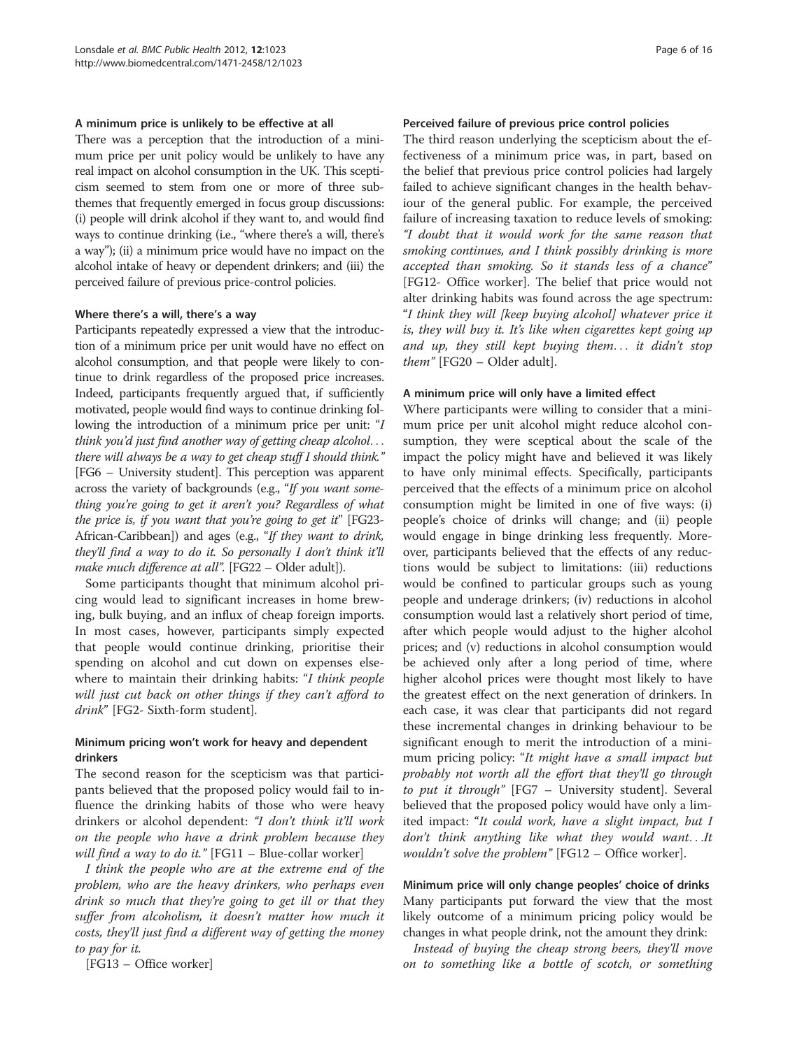### A minimum price is unlikely to be effective at all

There was a perception that the introduction of a minimum price per unit policy would be unlikely to have any real impact on alcohol consumption in the UK. This scepticism seemed to stem from one or more of three sub-themes that frequently emerged in focus group discussions: (i) people will drink alcohol if they want to, and would find ways to continue drinking (i.e., "where there's a will, there's a way"); (ii) a minimum price would have no impact on the alcohol intake of heavy or dependent drinkers; and (iii) the perceived failure of previous price-control policies.

#### Where there's a will, there's a way

Participants repeatedly expressed a view that the introduction of a minimum price per unit would have no effect on alcohol consumption, and that people were likely to continue to drink regardless of the proposed price increases. Indeed, participants frequently argued that, if sufficiently motivated, people would find ways to continue drinking following the introduction of a minimum price per unit: "*I think you'd just find another way of getting cheap alcohol… there will always be a way to get cheap stuff I should think.*" [FG6 – University student]. This perception was apparent across the variety of backgrounds (e.g., "*If you want something you're going to get it aren't you? Regardless of what the price is, if you want that you're going to get it*" [FG23-African-Caribbean]) and ages (e.g., "*If they want to drink, they'll find a way to do it. So personally I don't think it'll make much difference at all*". [FG22 – Older adult]).

Some participants thought that minimum alcohol pricing would lead to significant increases in home brewing, bulk buying, and an influx of cheap foreign imports. In most cases, however, participants simply expected that people would continue drinking, prioritise their spending on alcohol and cut down on expenses elsewhere to maintain their drinking habits: "*I think people will just cut back on other things if they can't afford to drink*" [FG2- Sixth-form student].

#### Minimum pricing won't work for heavy and dependent drinkers

The second reason for the scepticism was that participants believed that the proposed policy would fail to influence the drinking habits of those who were heavy drinkers or alcohol dependent: *"I don't think it'll work on the people who have a drink problem because they will find a way to do it."* [FG11 – Blue-collar worker]

*I think the people who are at the extreme end of the problem, who are the heavy drinkers, who perhaps even drink so much that they're going to get ill or that they suffer from alcoholism, it doesn't matter how much it costs, they'll just find a different way of getting the money to pay for it.*

[FG13 – Office worker]

#### Perceived failure of previous price control policies

The third reason underlying the scepticism about the effectiveness of a minimum price was, in part, based on the belief that previous price control policies had largely failed to achieve significant changes in the health behaviour of the general public. For example, the perceived failure of increasing taxation to reduce levels of smoking: *"I doubt that it would work for the same reason that smoking continues, and I think possibly drinking is more accepted than smoking. So it stands less of a chance"* [FG12- Office worker]. The belief that price would not alter drinking habits was found across the age spectrum: "*I think they will [keep buying alcohol] whatever price it is, they will buy it. It's like when cigarettes kept going up and up, they still kept buying them… it didn't stop them"* [FG20 – Older adult].

### A minimum price will only have a limited effect

Where participants were willing to consider that a minimum price per unit alcohol might reduce alcohol consumption, they were sceptical about the scale of the impact the policy might have and believed it was likely to have only minimal effects. Specifically, participants perceived that the effects of a minimum price on alcohol consumption might be limited in one of five ways: (i) people's choice of drinks will change; and (ii) people would engage in binge drinking less frequently. Moreover, participants believed that the effects of any reductions would be subject to limitations: (iii) reductions would be confined to particular groups such as young people and underage drinkers; (iv) reductions in alcohol consumption would last a relatively short period of time, after which people would adjust to the higher alcohol prices; and (v) reductions in alcohol consumption would be achieved only after a long period of time, where higher alcohol prices were thought most likely to have the greatest effect on the next generation of drinkers. In each case, it was clear that participants did not regard these incremental changes in drinking behaviour to be significant enough to merit the introduction of a minimum pricing policy: "*It might have a small impact but probably not worth all the effort that they'll go through to put it through"* [FG7 – University student]. Several believed that the proposed policy would have only a limited impact: "*It could work, have a slight impact, but I don't think anything like what they would want…It wouldn't solve the problem"* [FG12 – Office worker].

#### Minimum price will only change peoples' choice of drinks

Many participants put forward the view that the most likely outcome of a minimum pricing policy would be changes in what people drink, not the amount they drink:

*Instead of buying the cheap strong beers, they'll move on to something like a bottle of scotch, or something*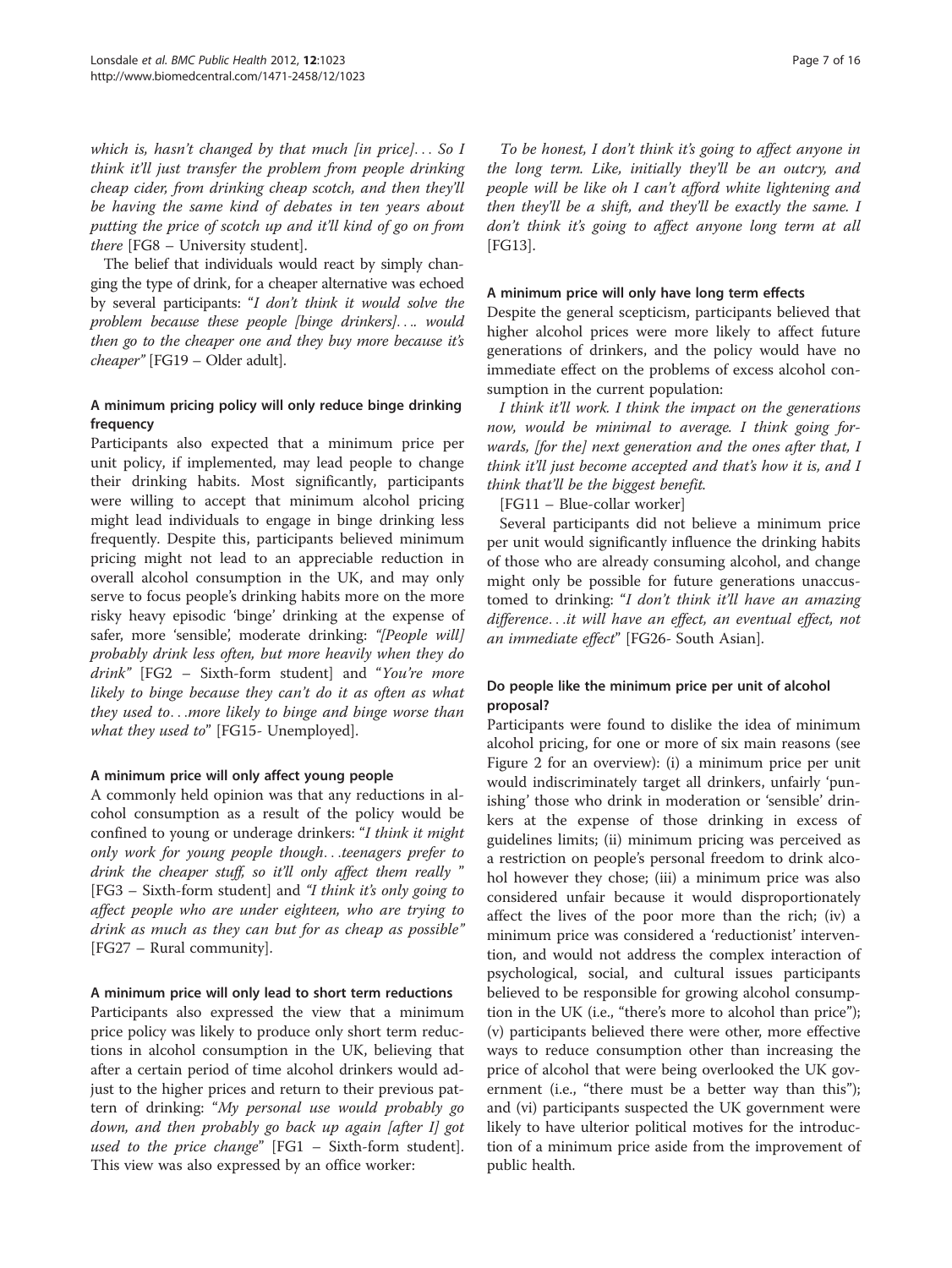*which is, hasn't changed by that much [in price]… So I think it'll just transfer the problem from people drinking cheap cider, from drinking cheap scotch, and then they'll be having the same kind of debates in ten years about putting the price of scotch up and it'll kind of go on from there* [FG8 – University student].

The belief that individuals would react by simply changing the type of drink, for a cheaper alternative was echoed by several participants: "*I don't think it would solve the problem because these people [binge drinkers]…. would then go to the cheaper one and they buy more because it's cheaper*" [FG19 – Older adult].

### A minimum pricing policy will only reduce binge drinking frequency

Participants also expected that a minimum price per unit policy, if implemented, may lead people to change their drinking habits. Most significantly, participants were willing to accept that minimum alcohol pricing might lead individuals to engage in binge drinking less frequently. Despite this, participants believed minimum pricing might not lead to an appreciable reduction in overall alcohol consumption in the UK, and may only serve to focus people's drinking habits more on the more risky heavy episodic 'binge' drinking at the expense of safer, more 'sensible', moderate drinking: "*[People will] probably drink less often, but more heavily when they do drink*" [FG2 – Sixth-form student] and "*You're more likely to binge because they can't do it as often as what they used to…more likely to binge and binge worse than what they used to*" [FG15- Unemployed].

### A minimum price will only affect young people

A commonly held opinion was that any reductions in alcohol consumption as a result of the policy would be confined to young or underage drinkers: "*I think it might only work for young people though…teenagers prefer to drink the cheaper stuff, so it'll only affect them really* " [FG3 – Sixth-form student] and *"I think it's only going to affect people who are under eighteen, who are trying to drink as much as they can but for as cheap as possible"* [FG27 – Rural community].

### A minimum price will only lead to short term reductions

Participants also expressed the view that a minimum price policy was likely to produce only short term reductions in alcohol consumption in the UK, believing that after a certain period of time alcohol drinkers would adjust to the higher prices and return to their previous pattern of drinking: "*My personal use would probably go down, and then probably go back up again [after I] got used to the price change*" [FG1 – Sixth-form student]. This view was also expressed by an office worker:

*To be honest, I don't think it's going to affect anyone in the long term. Like, initially they'll be an outcry, and people will be like oh I can't afford white lightening and then they'll be a shift, and they'll be exactly the same. I don't think it's going to affect anyone long term at all* [FG13].

### A minimum price will only have long term effects

Despite the general scepticism, participants believed that higher alcohol prices were more likely to affect future generations of drinkers, and the policy would have no immediate effect on the problems of excess alcohol consumption in the current population:

*I think it'll work. I think the impact on the generations now, would be minimal to average. I think going forwards, [for the] next generation and the ones after that, I think it'll just become accepted and that's how it is, and I think that'll be the biggest benefit.*

[FG11 – Blue-collar worker]

Several participants did not believe a minimum price per unit would significantly influence the drinking habits of those who are already consuming alcohol, and change might only be possible for future generations unaccustomed to drinking: "*I don't think it'll have an amazing difference…it will have an effect, an eventual effect, not an immediate effect*" [FG26- South Asian].

### Do people like the minimum price per unit of alcohol proposal?

Participants were found to dislike the idea of minimum alcohol pricing, for one or more of six main reasons (see Figure 2 for an overview): (i) a minimum price per unit would indiscriminately target all drinkers, unfairly 'punishing' those who drink in moderation or 'sensible' drinkers at the expense of those drinking in excess of guidelines limits; (ii) minimum pricing was perceived as a restriction on people's personal freedom to drink alcohol however they chose; (iii) a minimum price was also considered unfair because it would disproportionately affect the lives of the poor more than the rich; (iv) a minimum price was considered a 'reductionist' intervention, and would not address the complex interaction of psychological, social, and cultural issues participants believed to be responsible for growing alcohol consumption in the UK (i.e., "there's more to alcohol than price"); (v) participants believed there were other, more effective ways to reduce consumption other than increasing the price of alcohol that were being overlooked the UK government (i.e., "there must be a better way than this"); and (vi) participants suspected the UK government were likely to have ulterior political motives for the introduction of a minimum price aside from the improvement of public health.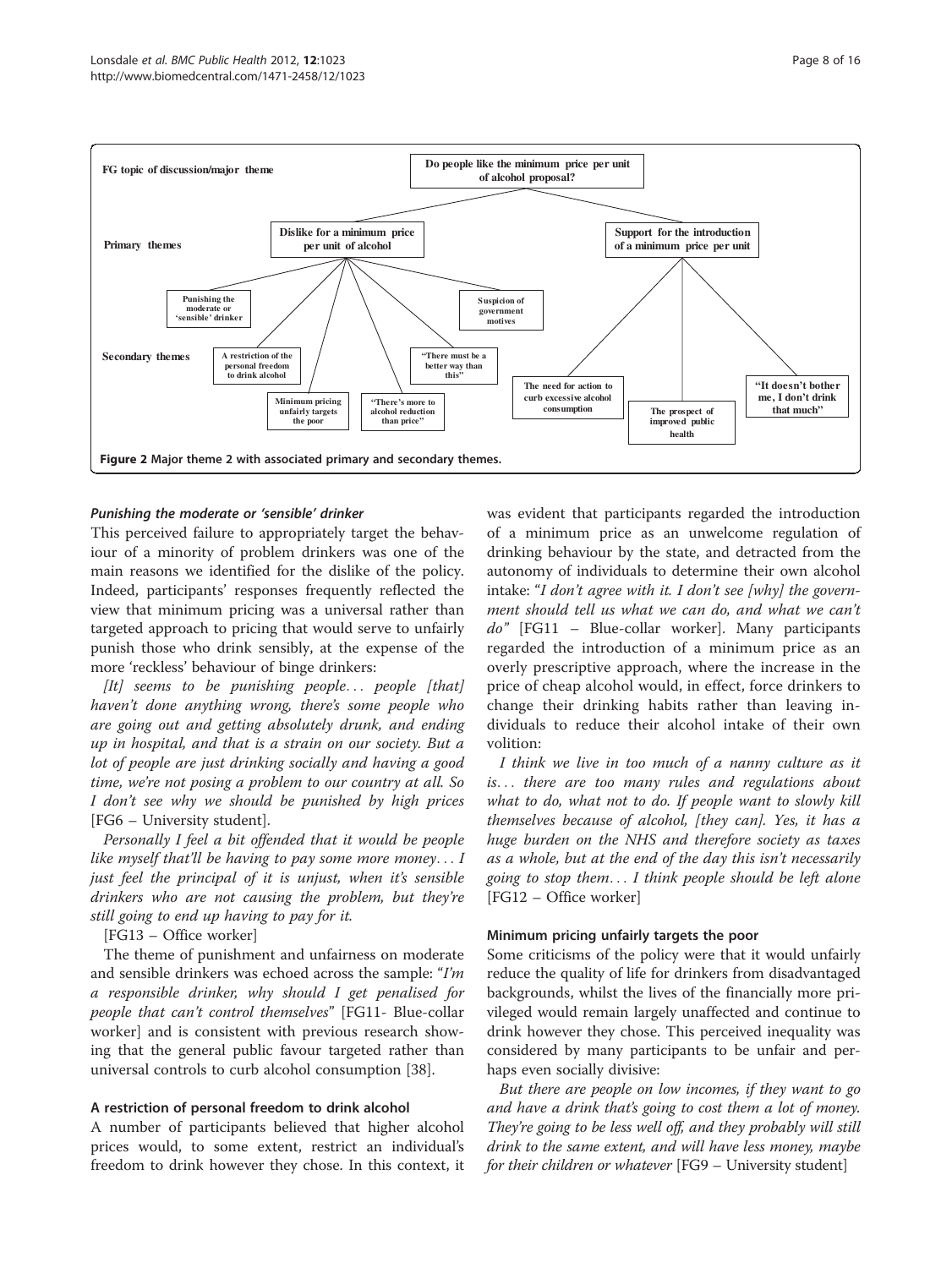FG topic of discussion/major theme: **Do people like the minimum price per unit of alcohol proposal?**

Primary themes:
- Dislike for a minimum price per unit of alcohol
- Support for the introduction of a minimum price per unit

Secondary themes:
- Punishing the moderate or 'sensible' drinker
- A restriction of the personal freedom to drink alcohol
- Minimum pricing unfairly targets the poor
- "There's more to alcohol reduction than price"
- "There must be a better way than this"
- Suspicion of government motives
- The need for action to curb excessive alcohol consumption
- The prospect of improved public health
- "It doesn't bother me, I don't drink that much"

**Figure 2** Major theme 2 with associated primary and secondary themes.

#### *Punishing the moderate or 'sensible' drinker*

This perceived failure to appropriately target the behaviour of a minority of problem drinkers was one of the main reasons we identified for the dislike of the policy. Indeed, participants' responses frequently reflected the view that minimum pricing was a universal rather than targeted approach to pricing that would serve to unfairly punish those who drink sensibly, at the expense of the more 'reckless' behaviour of binge drinkers:

*[It] seems to be punishing people… people [that] haven't done anything wrong, there's some people who are going out and getting absolutely drunk, and ending up in hospital, and that is a strain on our society. But a lot of people are just drinking socially and having a good time, we're not posing a problem to our country at all. So I don't see why we should be punished by high prices* [FG6 – University student].

*Personally I feel a bit offended that it would be people like myself that'll be having to pay some more money… I just feel the principal of it is unjust, when it's sensible drinkers who are not causing the problem, but they're still going to end up having to pay for it.*

[FG13 – Office worker]

The theme of punishment and unfairness on moderate and sensible drinkers was echoed across the sample: "*I'm a responsible drinker, why should I get penalised for people that can't control themselves*" [FG11- Blue-collar worker] and is consistent with previous research showing that the general public favour targeted rather than universal controls to curb alcohol consumption [38].

#### A restriction of personal freedom to drink alcohol

A number of participants believed that higher alcohol prices would, to some extent, restrict an individual's freedom to drink however they chose. In this context, it was evident that participants regarded the introduction of a minimum price as an unwelcome regulation of drinking behaviour by the state, and detracted from the autonomy of individuals to determine their own alcohol intake: "*I don't agree with it. I don't see [why] the government should tell us what we can do, and what we can't do*" [FG11 – Blue-collar worker]. Many participants regarded the introduction of a minimum price as an overly prescriptive approach, where the increase in the price of cheap alcohol would, in effect, force drinkers to change their drinking habits rather than leaving individuals to reduce their alcohol intake of their own volition:

*I think we live in too much of a nanny culture as it is… there are too many rules and regulations about what to do, what not to do. If people want to slowly kill themselves because of alcohol, [they can]. Yes, it has a huge burden on the NHS and therefore society as taxes as a whole, but at the end of the day this isn't necessarily going to stop them… I think people should be left alone* [FG12 – Office worker]

#### Minimum pricing unfairly targets the poor

Some criticisms of the policy were that it would unfairly reduce the quality of life for drinkers from disadvantaged backgrounds, whilst the lives of the financially more privileged would remain largely unaffected and continue to drink however they chose. This perceived inequality was considered by many participants to be unfair and perhaps even socially divisive:

*But there are people on low incomes, if they want to go and have a drink that's going to cost them a lot of money. They're going to be less well off, and they probably will still drink to the same extent, and will have less money, maybe for their children or whatever* [FG9 – University student]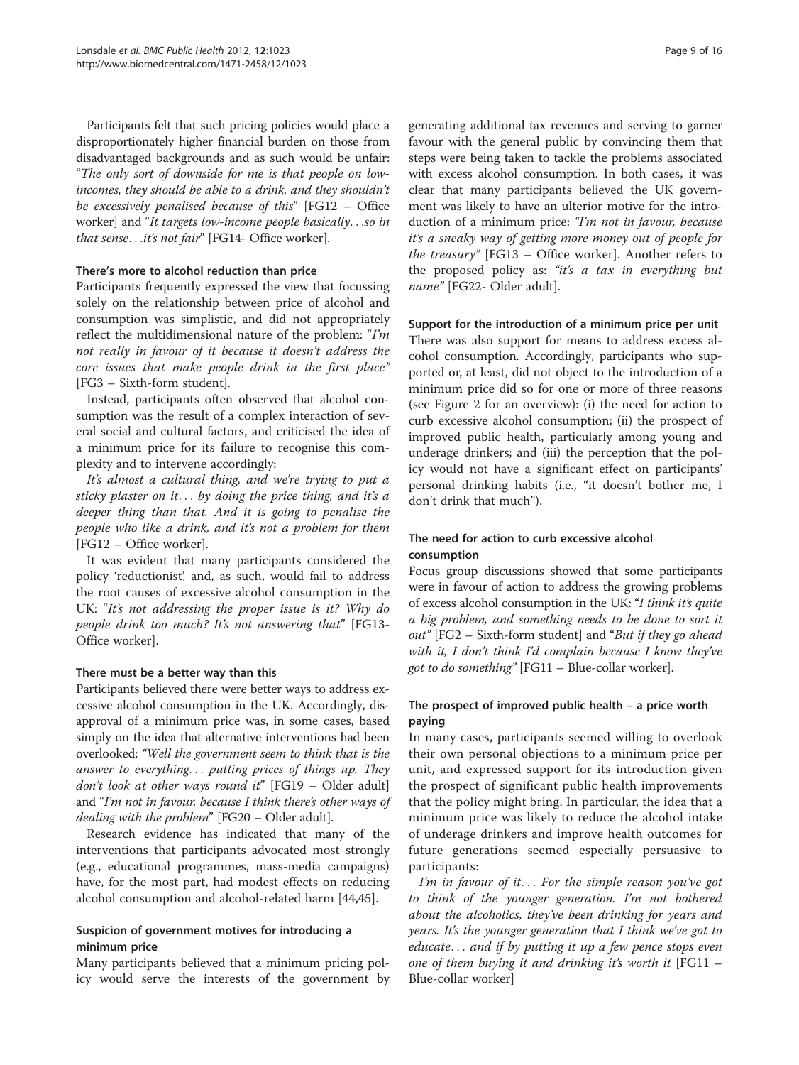Participants felt that such pricing policies would place a disproportionately higher financial burden on those from disadvantaged backgrounds and as such would be unfair: "*The only sort of downside for me is that people on low-incomes, they should be able to a drink, and they shouldn't be excessively penalised because of this*" [FG12 – Office worker] and "*It targets low-income people basically…so in that sense…it's not fair*" [FG14- Office worker].

#### There's more to alcohol reduction than price

Participants frequently expressed the view that focussing solely on the relationship between price of alcohol and consumption was simplistic, and did not appropriately reflect the multidimensional nature of the problem: "*I'm not really in favour of it because it doesn't address the core issues that make people drink in the first place*" [FG3 – Sixth-form student].

Instead, participants often observed that alcohol consumption was the result of a complex interaction of several social and cultural factors, and criticised the idea of a minimum price for its failure to recognise this complexity and to intervene accordingly:

*It's almost a cultural thing, and we're trying to put a sticky plaster on it… by doing the price thing, and it's a deeper thing than that. And it is going to penalise the people who like a drink, and it's not a problem for them* [FG12 – Office worker].

It was evident that many participants considered the policy 'reductionist', and, as such, would fail to address the root causes of excessive alcohol consumption in the UK: "*It's not addressing the proper issue is it? Why do people drink too much? It's not answering that*" [FG13- Office worker].

#### There must be a better way than this

Participants believed there were better ways to address excessive alcohol consumption in the UK. Accordingly, disapproval of a minimum price was, in some cases, based simply on the idea that alternative interventions had been overlooked: "*Well the government seem to think that is the answer to everything… putting prices of things up. They don't look at other ways round it*" [FG19 – Older adult] and "*I'm not in favour, because I think there's other ways of dealing with the problem*" [FG20 – Older adult].

Research evidence has indicated that many of the interventions that participants advocated most strongly (e.g., educational programmes, mass-media campaigns) have, for the most part, had modest effects on reducing alcohol consumption and alcohol-related harm [44,45].

#### Suspicion of government motives for introducing a minimum price

Many participants believed that a minimum pricing policy would serve the interests of the government by generating additional tax revenues and serving to garner favour with the general public by convincing them that steps were being taken to tackle the problems associated with excess alcohol consumption. In both cases, it was clear that many participants believed the UK government was likely to have an ulterior motive for the introduction of a minimum price: *"I'm not in favour, because it's a sneaky way of getting more money out of people for the treasury"* [FG13 – Office worker]. Another refers to the proposed policy as: *"it's a tax in everything but name"* [FG22- Older adult].

#### Support for the introduction of a minimum price per unit

There was also support for means to address excess alcohol consumption. Accordingly, participants who supported or, at least, did not object to the introduction of a minimum price did so for one or more of three reasons (see Figure 2 for an overview): (i) the need for action to curb excessive alcohol consumption; (ii) the prospect of improved public health, particularly among young and underage drinkers; and (iii) the perception that the policy would not have a significant effect on participants' personal drinking habits (i.e., "it doesn't bother me, I don't drink that much").

#### The need for action to curb excessive alcohol consumption

Focus group discussions showed that some participants were in favour of action to address the growing problems of excess alcohol consumption in the UK: "*I think it's quite a big problem, and something needs to be done to sort it out"* [FG2 – Sixth-form student] and "*But if they go ahead with it, I don't think I'd complain because I know they've got to do something"* [FG11 – Blue-collar worker].

#### The prospect of improved public health – a price worth paying

In many cases, participants seemed willing to overlook their own personal objections to a minimum price per unit, and expressed support for its introduction given the prospect of significant public health improvements that the policy might bring. In particular, the idea that a minimum price was likely to reduce the alcohol intake of underage drinkers and improve health outcomes for future generations seemed especially persuasive to participants:

*I'm in favour of it… For the simple reason you've got to think of the younger generation. I'm not bothered about the alcoholics, they've been drinking for years and years. It's the younger generation that I think we've got to educate… and if by putting it up a few pence stops even one of them buying it and drinking it's worth it* [FG11 – Blue-collar worker]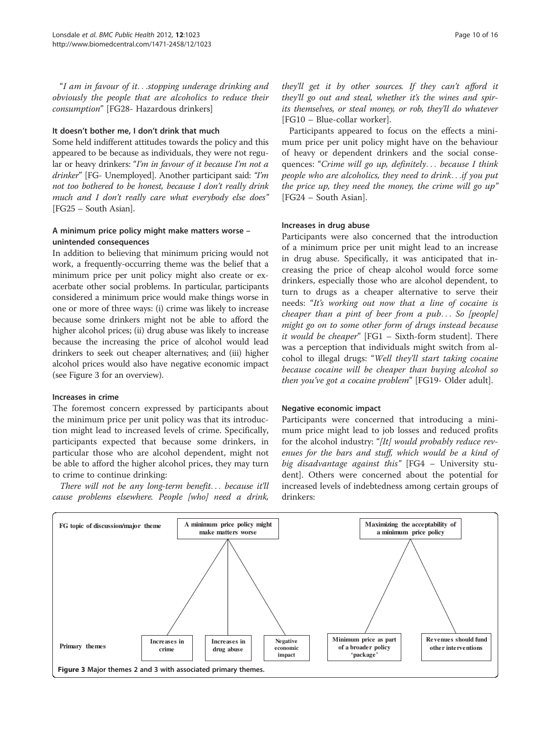"*I am in favour of it*. . .*stopping underage drinking and obviously the people that are alcoholics to reduce their consumption*" [FG28- Hazardous drinkers]

#### It doesn't bother me, I don't drink that much

Some held indifferent attitudes towards the policy and this appeared to be because as individuals, they were not regular or heavy drinkers: "*I'm in favour of it because I'm not a drinker*" [FG- Unemployed]. Another participant said: *"I'm not too bothered to be honest, because I don't really drink much and I don't really care what everybody else does"* [FG25 – South Asian].

#### A minimum price policy might make matters worse – unintended consequences

In addition to believing that minimum pricing would not work, a frequently-occurring theme was the belief that a minimum price per unit policy might also create or exacerbate other social problems. In particular, participants considered a minimum price would make things worse in one or more of three ways: (i) crime was likely to increase because some drinkers might not be able to afford the higher alcohol prices; (ii) drug abuse was likely to increase because the increasing the price of alcohol would lead drinkers to seek out cheaper alternatives; and (iii) higher alcohol prices would also have negative economic impact (see Figure 3 for an overview).

#### Increases in crime

The foremost concern expressed by participants about the minimum price per unit policy was that its introduction might lead to increased levels of crime. Specifically, participants expected that because some drinkers, in particular those who are alcohol dependent, might not be able to afford the higher alcohol prices, they may turn to crime to continue drinking:

*There will not be any long-term benefit*. . . *because it'll cause problems elsewhere. People [who] need a drink, they'll get it by other sources. If they can't afford it they'll go out and steal, whether it's the wines and spirits themselves, or steal money, or rob, they'll do whatever* [FG10 – Blue-collar worker].

Participants appeared to focus on the effects a minimum price per unit policy might have on the behaviour of heavy or dependent drinkers and the social consequences: "*Crime will go up, definitely*. . . *because I think people who are alcoholics, they need to drink*. . .*if you put the price up, they need the money, the crime will go up*" [FG24 – South Asian].

#### Increases in drug abuse

Participants were also concerned that the introduction of a minimum price per unit might lead to an increase in drug abuse. Specifically, it was anticipated that increasing the price of cheap alcohol would force some drinkers, especially those who are alcohol dependent, to turn to drugs as a cheaper alternative to serve their needs: "*It's working out now that a line of cocaine is cheaper than a pint of beer from a pub*. . . *So [people] might go on to some other form of drugs instead because it would be cheaper*" [FG1 – Sixth-form student]. There was a perception that individuals might switch from alcohol to illegal drugs: "*Well they'll start taking cocaine because cocaine will be cheaper than buying alcohol so then you've got a cocaine problem*" [FG19- Older adult].

#### Negative economic impact

Participants were concerned that introducing a minimum price might lead to job losses and reduced profits for the alcohol industry: "*[It] would probably reduce revenues for the bars and stuff, which would be a kind of big disadvantage against this"* [FG4 – University student]. Others were concerned about the potential for increased levels of indebtedness among certain groups of drinkers:

FG topic of discussion/major theme

A minimum price policy might make matters worse

Maximizing the acceptability of a minimum price policy

Primary themes

Increases in crime

Increases in drug abuse

Negative economic impact

Minimum price as part of a broader policy 'package'

Revenues should fund other interventions

**Figure 3** Major themes 2 and 3 with associated primary themes.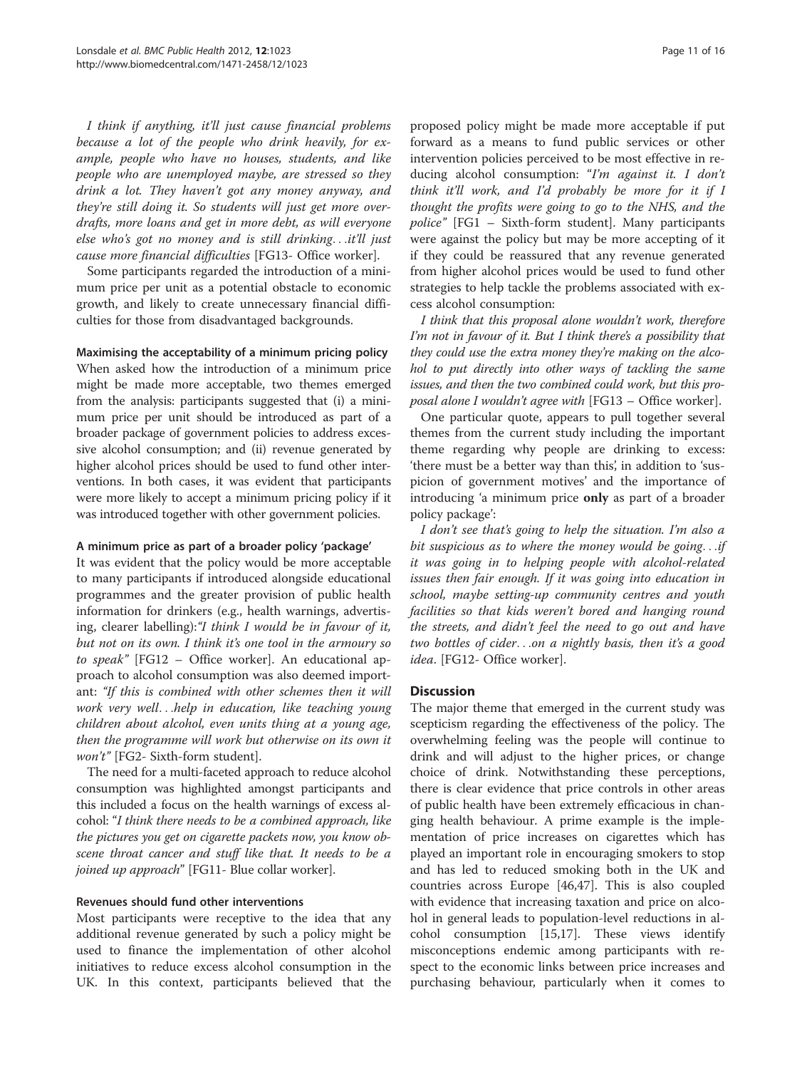*I think if anything, it'll just cause financial problems because a lot of the people who drink heavily, for example, people who have no houses, students, and like people who are unemployed maybe, are stressed so they drink a lot. They haven't got any money anyway, and they're still doing it. So students will just get more overdrafts, more loans and get in more debt, as will everyone else who's got no money and is still drinking…it'll just cause more financial difficulties* [FG13- Office worker].

Some participants regarded the introduction of a minimum price per unit as a potential obstacle to economic growth, and likely to create unnecessary financial difficulties for those from disadvantaged backgrounds.

### Maximising the acceptability of a minimum pricing policy

When asked how the introduction of a minimum price might be made more acceptable, two themes emerged from the analysis: participants suggested that (i) a minimum price per unit should be introduced as part of a broader package of government policies to address excessive alcohol consumption; and (ii) revenue generated by higher alcohol prices should be used to fund other interventions. In both cases, it was evident that participants were more likely to accept a minimum pricing policy if it was introduced together with other government policies.

#### A minimum price as part of a broader policy 'package'

It was evident that the policy would be more acceptable to many participants if introduced alongside educational programmes and the greater provision of public health information for drinkers (e.g., health warnings, advertising, clearer labelling):*"I think I would be in favour of it, but not on its own. I think it's one tool in the armoury so to speak"* [FG12 – Office worker]. An educational approach to alcohol consumption was also deemed important: *"If this is combined with other schemes then it will work very well…help in education, like teaching young children about alcohol, even units thing at a young age, then the programme will work but otherwise on its own it won't"* [FG2- Sixth-form student].

The need for a multi-faceted approach to reduce alcohol consumption was highlighted amongst participants and this included a focus on the health warnings of excess alcohol: *"I think there needs to be a combined approach, like the pictures you get on cigarette packets now, you know obscene throat cancer and stuff like that. It needs to be a joined up approach"* [FG11- Blue collar worker].

#### Revenues should fund other interventions

Most participants were receptive to the idea that any additional revenue generated by such a policy might be used to finance the implementation of other alcohol initiatives to reduce excess alcohol consumption in the UK. In this context, participants believed that the proposed policy might be made more acceptable if put forward as a means to fund public services or other intervention policies perceived to be most effective in reducing alcohol consumption: *"I'm against it. I don't think it'll work, and I'd probably be more for it if I thought the profits were going to go to the NHS, and the police"* [FG1 – Sixth-form student]. Many participants were against the policy but may be more accepting of it if they could be reassured that any revenue generated from higher alcohol prices would be used to fund other strategies to help tackle the problems associated with excess alcohol consumption:

*I think that this proposal alone wouldn't work, therefore I'm not in favour of it. But I think there's a possibility that they could use the extra money they're making on the alcohol to put directly into other ways of tackling the same issues, and then the two combined could work, but this proposal alone I wouldn't agree with* [FG13 – Office worker].

One particular quote, appears to pull together several themes from the current study including the important theme regarding why people are drinking to excess: 'there must be a better way than this', in addition to 'suspicion of government motives' and the importance of introducing 'a minimum price **only** as part of a broader policy package':

*I don't see that's going to help the situation. I'm also a bit suspicious as to where the money would be going…if it was going in to helping people with alcohol-related issues then fair enough. If it was going into education in school, maybe setting-up community centres and youth facilities so that kids weren't bored and hanging round the streets, and didn't feel the need to go out and have two bottles of cider…on a nightly basis, then it's a good idea.* [FG12- Office worker].

## Discussion

The major theme that emerged in the current study was scepticism regarding the effectiveness of the policy. The overwhelming feeling was the people will continue to drink and will adjust to the higher prices, or change choice of drink. Notwithstanding these perceptions, there is clear evidence that price controls in other areas of public health have been extremely efficacious in changing health behaviour. A prime example is the implementation of price increases on cigarettes which has played an important role in encouraging smokers to stop and has led to reduced smoking both in the UK and countries across Europe [46,47]. This is also coupled with evidence that increasing taxation and price on alcohol in general leads to population-level reductions in alcohol consumption [15,17]. These views identify misconceptions endemic among participants with respect to the economic links between price increases and purchasing behaviour, particularly when it comes to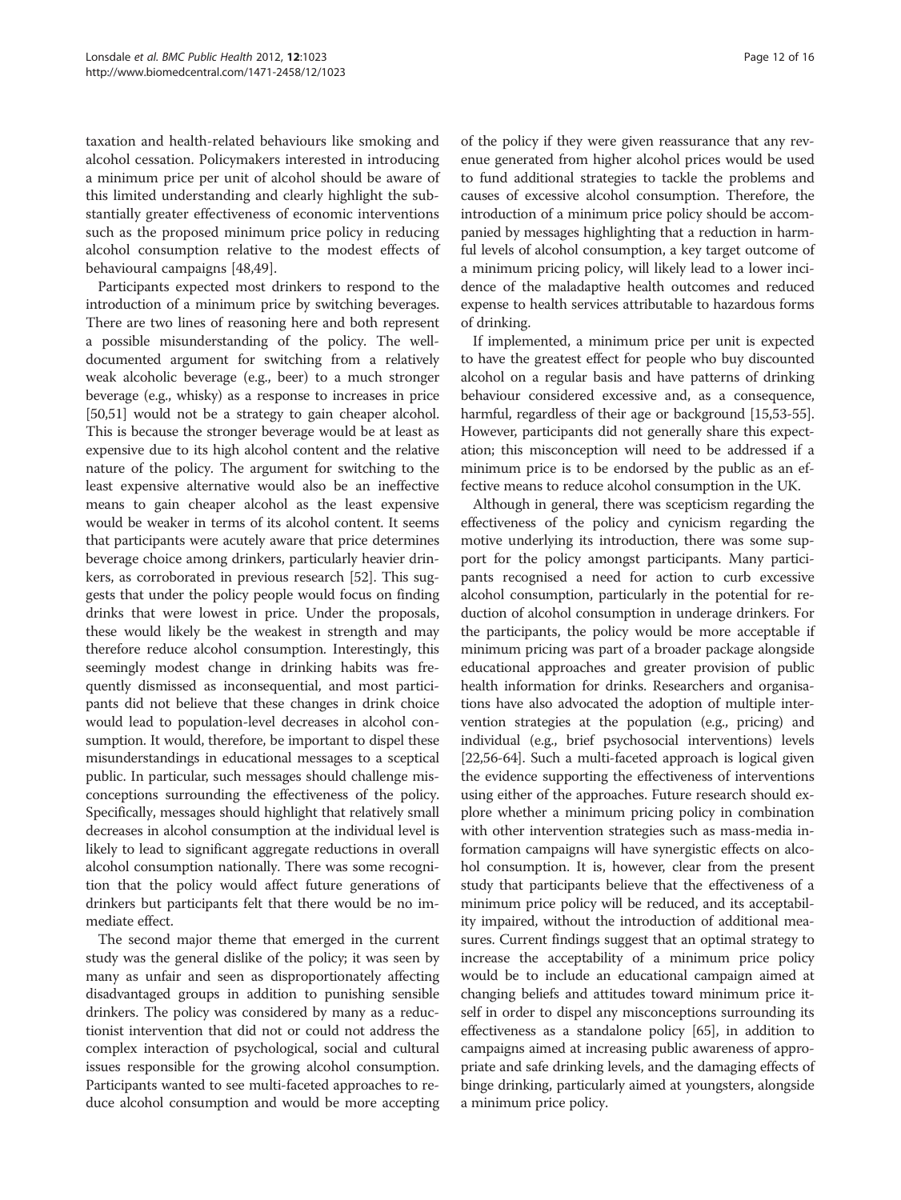taxation and health-related behaviours like smoking and alcohol cessation. Policymakers interested in introducing a minimum price per unit of alcohol should be aware of this limited understanding and clearly highlight the substantially greater effectiveness of economic interventions such as the proposed minimum price policy in reducing alcohol consumption relative to the modest effects of behavioural campaigns [48,49].

Participants expected most drinkers to respond to the introduction of a minimum price by switching beverages. There are two lines of reasoning here and both represent a possible misunderstanding of the policy. The well-documented argument for switching from a relatively weak alcoholic beverage (e.g., beer) to a much stronger beverage (e.g., whisky) as a response to increases in price [50,51] would not be a strategy to gain cheaper alcohol. This is because the stronger beverage would be at least as expensive due to its high alcohol content and the relative nature of the policy. The argument for switching to the least expensive alternative would also be an ineffective means to gain cheaper alcohol as the least expensive would be weaker in terms of its alcohol content. It seems that participants were acutely aware that price determines beverage choice among drinkers, particularly heavier drinkers, as corroborated in previous research [52]. This suggests that under the policy people would focus on finding drinks that were lowest in price. Under the proposals, these would likely be the weakest in strength and may therefore reduce alcohol consumption. Interestingly, this seemingly modest change in drinking habits was frequently dismissed as inconsequential, and most participants did not believe that these changes in drink choice would lead to population-level decreases in alcohol consumption. It would, therefore, be important to dispel these misunderstandings in educational messages to a sceptical public. In particular, such messages should challenge misconceptions surrounding the effectiveness of the policy. Specifically, messages should highlight that relatively small decreases in alcohol consumption at the individual level is likely to lead to significant aggregate reductions in overall alcohol consumption nationally. There was some recognition that the policy would affect future generations of drinkers but participants felt that there would be no immediate effect.

The second major theme that emerged in the current study was the general dislike of the policy; it was seen by many as unfair and seen as disproportionately affecting disadvantaged groups in addition to punishing sensible drinkers. The policy was considered by many as a reductionist intervention that did not or could not address the complex interaction of psychological, social and cultural issues responsible for the growing alcohol consumption. Participants wanted to see multi-faceted approaches to reduce alcohol consumption and would be more accepting of the policy if they were given reassurance that any revenue generated from higher alcohol prices would be used to fund additional strategies to tackle the problems and causes of excessive alcohol consumption. Therefore, the introduction of a minimum price policy should be accompanied by messages highlighting that a reduction in harmful levels of alcohol consumption, a key target outcome of a minimum pricing policy, will likely lead to a lower incidence of the maladaptive health outcomes and reduced expense to health services attributable to hazardous forms of drinking.

If implemented, a minimum price per unit is expected to have the greatest effect for people who buy discounted alcohol on a regular basis and have patterns of drinking behaviour considered excessive and, as a consequence, harmful, regardless of their age or background [15,53-55]. However, participants did not generally share this expectation; this misconception will need to be addressed if a minimum price is to be endorsed by the public as an effective means to reduce alcohol consumption in the UK.

Although in general, there was scepticism regarding the effectiveness of the policy and cynicism regarding the motive underlying its introduction, there was some support for the policy amongst participants. Many participants recognised a need for action to curb excessive alcohol consumption, particularly in the potential for reduction of alcohol consumption in underage drinkers. For the participants, the policy would be more acceptable if minimum pricing was part of a broader package alongside educational approaches and greater provision of public health information for drinks. Researchers and organisations have also advocated the adoption of multiple intervention strategies at the population (e.g., pricing) and individual (e.g., brief psychosocial interventions) levels [22,56-64]. Such a multi-faceted approach is logical given the evidence supporting the effectiveness of interventions using either of the approaches. Future research should explore whether a minimum pricing policy in combination with other intervention strategies such as mass-media information campaigns will have synergistic effects on alcohol consumption. It is, however, clear from the present study that participants believe that the effectiveness of a minimum price policy will be reduced, and its acceptability impaired, without the introduction of additional measures. Current findings suggest that an optimal strategy to increase the acceptability of a minimum price policy would be to include an educational campaign aimed at changing beliefs and attitudes toward minimum price itself in order to dispel any misconceptions surrounding its effectiveness as a standalone policy [65], in addition to campaigns aimed at increasing public awareness of appropriate and safe drinking levels, and the damaging effects of binge drinking, particularly aimed at youngsters, alongside a minimum price policy.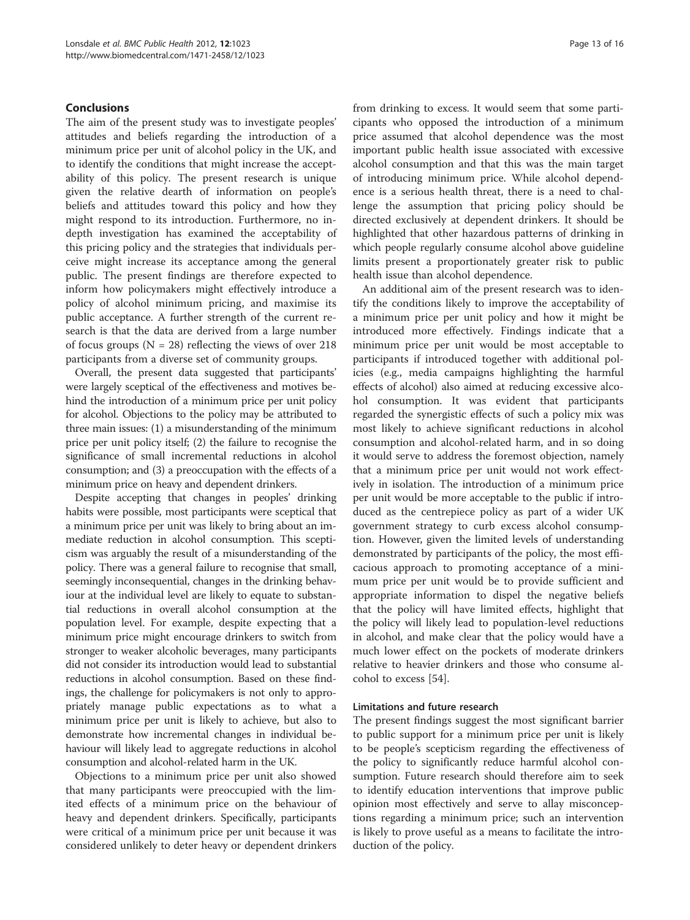## Conclusions

The aim of the present study was to investigate peoples' attitudes and beliefs regarding the introduction of a minimum price per unit of alcohol policy in the UK, and to identify the conditions that might increase the acceptability of this policy. The present research is unique given the relative dearth of information on people's beliefs and attitudes toward this policy and how they might respond to its introduction. Furthermore, no in-depth investigation has examined the acceptability of this pricing policy and the strategies that individuals perceive might increase its acceptance among the general public. The present findings are therefore expected to inform how policymakers might effectively introduce a policy of alcohol minimum pricing, and maximise its public acceptance. A further strength of the current research is that the data are derived from a large number of focus groups (N = 28) reflecting the views of over 218 participants from a diverse set of community groups.

Overall, the present data suggested that participants' were largely sceptical of the effectiveness and motives behind the introduction of a minimum price per unit policy for alcohol. Objections to the policy may be attributed to three main issues: (1) a misunderstanding of the minimum price per unit policy itself; (2) the failure to recognise the significance of small incremental reductions in alcohol consumption; and (3) a preoccupation with the effects of a minimum price on heavy and dependent drinkers.

Despite accepting that changes in peoples' drinking habits were possible, most participants were sceptical that a minimum price per unit was likely to bring about an immediate reduction in alcohol consumption. This scepticism was arguably the result of a misunderstanding of the policy. There was a general failure to recognise that small, seemingly inconsequential, changes in the drinking behaviour at the individual level are likely to equate to substantial reductions in overall alcohol consumption at the population level. For example, despite expecting that a minimum price might encourage drinkers to switch from stronger to weaker alcoholic beverages, many participants did not consider its introduction would lead to substantial reductions in alcohol consumption. Based on these findings, the challenge for policymakers is not only to appropriately manage public expectations as to what a minimum price per unit is likely to achieve, but also to demonstrate how incremental changes in individual behaviour will likely lead to aggregate reductions in alcohol consumption and alcohol-related harm in the UK.

Objections to a minimum price per unit also showed that many participants were preoccupied with the limited effects of a minimum price on the behaviour of heavy and dependent drinkers. Specifically, participants were critical of a minimum price per unit because it was considered unlikely to deter heavy or dependent drinkers from drinking to excess. It would seem that some participants who opposed the introduction of a minimum price assumed that alcohol dependence was the most important public health issue associated with excessive alcohol consumption and that this was the main target of introducing minimum price. While alcohol dependence is a serious health threat, there is a need to challenge the assumption that pricing policy should be directed exclusively at dependent drinkers. It should be highlighted that other hazardous patterns of drinking in which people regularly consume alcohol above guideline limits present a proportionately greater risk to public health issue than alcohol dependence.

An additional aim of the present research was to identify the conditions likely to improve the acceptability of a minimum price per unit policy and how it might be introduced more effectively. Findings indicate that a minimum price per unit would be most acceptable to participants if introduced together with additional policies (e.g., media campaigns highlighting the harmful effects of alcohol) also aimed at reducing excessive alcohol consumption. It was evident that participants regarded the synergistic effects of such a policy mix was most likely to achieve significant reductions in alcohol consumption and alcohol-related harm, and in so doing it would serve to address the foremost objection, namely that a minimum price per unit would not work effectively in isolation. The introduction of a minimum price per unit would be more acceptable to the public if introduced as the centrepiece policy as part of a wider UK government strategy to curb excess alcohol consumption. However, given the limited levels of understanding demonstrated by participants of the policy, the most efficacious approach to promoting acceptance of a minimum price per unit would be to provide sufficient and appropriate information to dispel the negative beliefs that the policy will have limited effects, highlight that the policy will likely lead to population-level reductions in alcohol, and make clear that the policy would have a much lower effect on the pockets of moderate drinkers relative to heavier drinkers and those who consume alcohol to excess [54].

### Limitations and future research

The present findings suggest the most significant barrier to public support for a minimum price per unit is likely to be people's scepticism regarding the effectiveness of the policy to significantly reduce harmful alcohol consumption. Future research should therefore aim to seek to identify education interventions that improve public opinion most effectively and serve to allay misconceptions regarding a minimum price; such an intervention is likely to prove useful as a means to facilitate the introduction of the policy.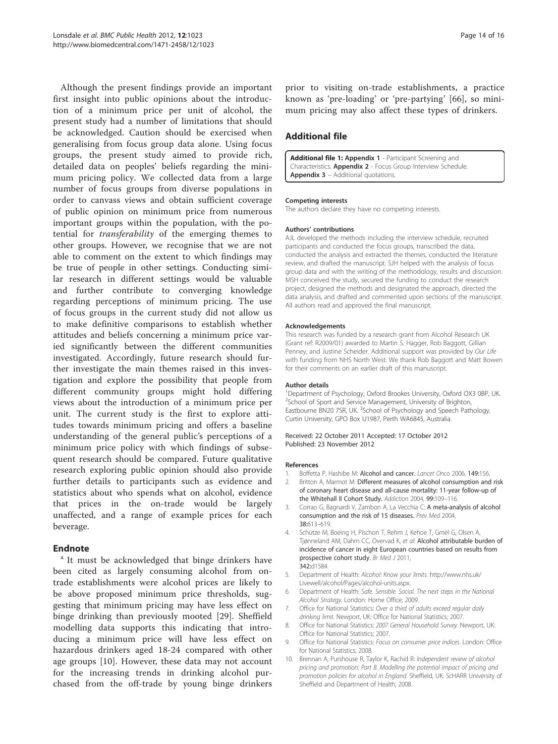Although the present findings provide an important first insight into public opinions about the introduction of a minimum price per unit of alcohol, the present study had a number of limitations that should be acknowledged. Caution should be exercised when generalising from focus group data alone. Using focus groups, the present study aimed to provide rich, detailed data on peoples' beliefs regarding the minimum pricing policy. We collected data from a large number of focus groups from diverse populations in order to canvass views and obtain sufficient coverage of public opinion on minimum price from numerous important groups within the population, with the potential for *transferability* of the emerging themes to other groups. However, we recognise that we are not able to comment on the extent to which findings may be true of people in other settings. Conducting similar research in different settings would be valuable and further contribute to converging knowledge regarding perceptions of minimum pricing. The use of focus groups in the current study did not allow us to make definitive comparisons to establish whether attitudes and beliefs concerning a minimum price varied significantly between the different communities investigated. Accordingly, future research should further investigate the main themes raised in this investigation and explore the possibility that people from different community groups might hold differing views about the introduction of a minimum price per unit. The current study is the first to explore attitudes towards minimum pricing and offers a baseline understanding of the general public's perceptions of a minimum price policy with which findings of subsequent research should be compared. Future qualitative research exploring public opinion should also provide further details to participants such as evidence and statistics about who spends what on alcohol, evidence that prices in the on-trade would be largely unaffected, and a range of example prices for each beverage.

## Endnote

[a] It must be acknowledged that binge drinkers have been cited as largely consuming alcohol from on-trade establishments were alcohol prices are likely to be above proposed minimum price thresholds, suggesting that minimum pricing may have less effect on binge drinking than previously mooted [29]. Sheffield modelling data supports this indicating that introducing a minimum price will have less effect on hazardous drinkers aged 18-24 compared with other age groups [10]. However, these data may not account for the increasing trends in drinking alcohol purchased from the off-trade by young binge drinkers prior to visiting on-trade establishments, a practice known as 'pre-loading' or 'pre-partying' [66], so minimum pricing may also affect these types of drinkers.

## Additional file

**Additional file 1: Appendix 1** - Participant Screening and Characteristics. **Appendix 2** - Focus Group Interview Schedule. **Appendix 3** – Additional quotations.

#### Competing interests

The authors declare they have no competing interests.

#### Authors' contributions

AJL developed the methods including the interview schedule, recruited participants and conducted the focus groups, transcribed the data, conducted the analysis and extracted the themes, conducted the literature review, and drafted the manuscript. SJH helped with the analysis of focus group data and with the writing of the methodology, results and discussion. MSH conceived the study, secured the funding to conduct the research project, designed the methods and designated the approach, directed the data analysis, and drafted and commented upon sections of the manuscript. All authors read and approved the final manuscript.

#### Acknowledgements

This research was funded by a research grant from Alcohol Research UK (Grant ref: R2009/01) awarded to Martin S. Hagger, Rob Baggott, Gillian Penney, and Justine Scheider. Additional support was provided by *Our Life* with funding from NHS North West. We thank Rob Baggott and Matt Bowen for their comments on an earlier draft of this manuscript.

#### Author details

[1]Department of Psychology, Oxford Brookes University, Oxford OX3 0BP, UK. [2]School of Sport and Service Management, University of Brighton, Eastbourne BN20 7SR, UK. [3]School of Psychology and Speech Pathology, Curtin University, GPO Box U1987, Perth WA6845, Australia.

Received: 22 October 2011 Accepted: 17 October 2012
Published: 23 November 2012

#### References

1. Boffetta P, Hashibe M: **Alcohol and cancer.** *Lancet Onco* 2006, **149:**156.
2. Britton A, Marmot M: **Different measures of alcohol consumption and risk of coronary heart disease and all-cause mortality: 11-year follow-up of the Whitehall II Cohort Study.** *Addiction* 2004, **99:**109–116.
3. Corrao G, Bagnardi V, Zambon A, La Vecchia C: **A meta-analysis of alcohol consumption and the risk of 15 diseases.** *Prev Med* 2004, **38:**613–619.
4. Schütze M, Boeing H, Pischon T, Rehm J, Kehoe T, Gmel G, Olsen A, Tjønneland AM, Dahm CC, Overvad K, *et al*: **Alcohol attributable burden of incidence of cancer in eight European countries based on results from prospective cohort study.** *Br Med J* 2011, **342:**d1584.
5. Department of Health: *Alcohol: Know your limits.* http://www.nhs.uk/Livewell/alcohol/Pages/alcohol-units.aspx.
6. Department of Health: *Safe. Sensible. Social. The next steps in the National Alcohol Strategy.* London: Home Office; 2009.
7. Office for National Statistics: *Over a third of adults exceed regular daily drinking limit.* Newport, UK: Office for National Statistics; 2007.
8. Office for National Statistics: *2007 General Household Survey.* Newport, UK: Office for National Statistics; 2007.
9. Office for National Statistics: *Focus on consumer price indices.* London: Office for National Statistics; 2008.
10. Brennan A, Purshouse R, Taylor K, Rachid R: *Independent review of alcohol pricing and promotion: Part B. Modelling the potential impact of pricing and promotion policies for alcohol in England.* Sheffield, UK: ScHARR University of Sheffield and Department of Health; 2008.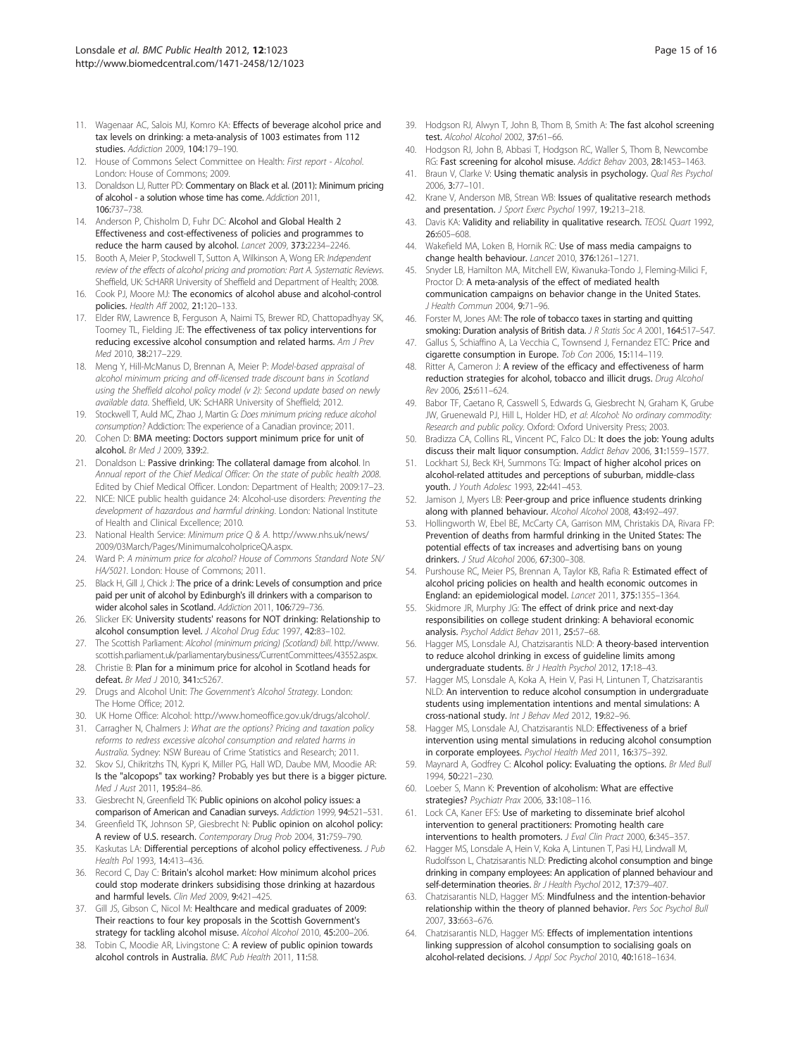11. Wagenaar AC, Salois MJ, Komro KA: **Effects of beverage alcohol price and tax levels on drinking: a meta-analysis of 1003 estimates from 112 studies.** *Addiction* 2009, **104:**179–190.
12. House of Commons Select Committee on Health: *First report - Alcohol*. London: House of Commons; 2009.
13. Donaldson LJ, Rutter PD: **Commentary on Black et al. (2011): Minimum pricing of alcohol - a solution whose time has come.** *Addiction* 2011, **106:**737–738.
14. Anderson P, Chisholm D, Fuhr DC: **Alcohol and Global Health 2 Effectiveness and cost-effectiveness of policies and programmes to reduce the harm caused by alcohol.** *Lancet* 2009, **373:**2234–2246.
15. Booth A, Meier P, Stockwell T, Sutton A, Wilkinson A, Wong ER: *Independent review of the effects of alcohol pricing and promotion: Part A. Systematic Reviews*. Sheffield, UK: ScHARR University of Sheffield and Department of Health; 2008.
16. Cook PJ, Moore MJ: **The economics of alcohol abuse and alcohol-control policies.** *Health Aff* 2002, **21:**120–133.
17. Elder RW, Lawrence B, Ferguson A, Naimi TS, Brewer RD, Chattopadhyay SK, Toomey TL, Fielding JE: **The effectiveness of tax policy interventions for reducing excessive alcohol consumption and related harms.** *Am J Prev Med* 2010, **38:**217–229.
18. Meng Y, Hill-McManus D, Brennan A, Meier P: *Model-based appraisal of alcohol minimum pricing and off-licensed trade discount bans in Scotland using the Sheffield alcohol policy model (v 2): Second update based on newly available data*. Sheffield, UK: ScHARR University of Sheffield; 2012.
19. Stockwell T, Auld MC, Zhao J, Martin G: *Does minimum pricing reduce alcohol consumption?* Addiction: The experience of a Canadian province; 2011.
20. Cohen D: **BMA meeting: Doctors support minimum price for unit of alcohol.** *Br Med J* 2009, **339:**2.
21. Donaldson L: **Passive drinking: The collateral damage from alcohol.** In *Annual report of the Chief Medical Officer: On the state of public health 2008*. Edited by Chief Medical Officer. London: Department of Health; 2009:17–23.
22. NICE: NICE public health guidance 24: Alcohol-use disorders: *Preventing the development of hazardous and harmful drinking*. London: National Institute of Health and Clinical Excellence; 2010.
23. National Health Service: *Minimum price Q & A*. http://www.nhs.uk/news/2009/03March/Pages/MinimumalcoholpriceQA.aspx.
24. Ward P: *A minimum price for alcohol? House of Commons Standard Note SN/HA/5021*. London: House of Commons; 2011.
25. Black H, Gill J, Chick J: **The price of a drink: Levels of consumption and price paid per unit of alcohol by Edinburgh's ill drinkers with a comparison to wider alcohol sales in Scotland.** *Addiction* 2011, **106:**729–736.
26. Slicker EK: **University students' reasons for NOT drinking: Relationship to alcohol consumption level.** *J Alcohol Drug Educ* 1997, **42:**83–102.
27. The Scottish Parliament: *Alcohol (minimum pricing) (Scotland) bill*. http://www.scottish.parliament.uk/parliamentarybusiness/CurrentCommittees/43552.aspx.
28. Christie B: **Plan for a minimum price for alcohol in Scotland heads for defeat.** *Br Med J* 2010, **341:**c5267.
29. Drugs and Alcohol Unit: *The Government's Alcohol Strategy*. London: The Home Office; 2012.
30. UK Home Office: Alcohol: http://www.homeoffice.gov.uk/drugs/alcohol/.
31. Carragher N, Chalmers J: *What are the options? Pricing and taxation policy reforms to redress excessive alcohol consumption and related harms in Australia*. Sydney: NSW Bureau of Crime Statistics and Research; 2011.
32. Skov SJ, Chikritzhs TN, Kypri K, Miller PG, Hall WD, Daube MM, Moodie AR: **Is the "alcopops" tax working? Probably yes but there is a bigger picture.** *Med J Aust* 2011, **195:**84–86.
33. Giesbrecht N, Greenfield TK: **Public opinions on alcohol policy issues: a comparison of American and Canadian surveys.** *Addiction* 1999, **94:**521–531.
34. Greenfield TK, Johnson SP, Giesbrecht N: **Public opinion on alcohol policy: A review of U.S. research.** *Contemporary Drug Prob* 2004, **31:**759–790.
35. Kaskutas LA: **Differential perceptions of alcohol policy effectiveness.** *J Pub Health Pol* 1993, **14:**413–436.
36. Record C, Day C: **Britain's alcohol market: How minimum alcohol prices could stop moderate drinkers subsidising those drinking at hazardous and harmful levels.** *Clin Med* 2009, **9:**421–425.
37. Gill JS, Gibson C, Nicol M: **Healthcare and medical graduates of 2009: Their reactions to four key proposals in the Scottish Government's strategy for tackling alcohol misuse.** *Alcohol Alcohol* 2010, **45:**200–206.
38. Tobin C, Moodie AR, Livingstone C: **A review of public opinion towards alcohol controls in Australia.** *BMC Pub Health* 2011, **11:**58.
39. Hodgson RJ, Alwyn T, John B, Thom B, Smith A: **The fast alcohol screening test.** *Alcohol Alcohol* 2002, **37:**61–66.
40. Hodgson RJ, John B, Abbasi T, Hodgson RC, Waller S, Thom B, Newcombe RG: **Fast screening for alcohol misuse.** *Addict Behav* 2003, **28:**1453–1463.
41. Braun V, Clarke V: **Using thematic analysis in psychology.** *Qual Res Psychol* 2006, **3:**77–101.
42. Krane V, Anderson MB, Strean WB: **Issues of qualitative research methods and presentation.** *J Sport Exerc Psychol* 1997, **19:**213–218.
43. Davis KA: **Validity and reliability in qualitative research.** *TEOSL Quart* 1992, **26:**605–608.
44. Wakefield MA, Loken B, Hornik RC: **Use of mass media campaigns to change health behaviour.** *Lancet* 2010, **376:**1261–1271.
45. Snyder LB, Hamilton MA, Mitchell EW, Kiwanuka-Tondo J, Fleming-Milici F, Proctor D: **A meta-analysis of the effect of mediated health communication campaigns on behavior change in the United States.** *J Health Commun* 2004, **9:**71–96.
46. Forster M, Jones AM: **The role of tobacco taxes in starting and quitting smoking: Duration analysis of British data.** *J R Statis Soc A* 2001, **164:**517–547.
47. Gallus S, Schiaffino A, La Vecchia C, Townsend J, Fernandez ETC: **Price and cigarette consumption in Europe.** *Tob Con* 2006, **15:**114–119.
48. Ritter A, Cameron J: **A review of the efficacy and effectiveness of harm reduction strategies for alcohol, tobacco and illicit drugs.** *Drug Alcohol Rev* 2006, **25:**611–624.
49. Babor TF, Caetano R, Casswell S, Edwards G, Giesbrecht N, Graham K, Grube JW, Gruenewald PJ, Hill L, Holder HD, *et al*: *Alcohol: No ordinary commodity: Research and public policy*. Oxford: Oxford University Press; 2003.
50. Bradizza CA, Collins RL, Vincent PC, Falco DL: **It does the job: Young adults discuss their malt liquor consumption.** *Addict Behav* 2006, **31:**1559–1577.
51. Lockhart SJ, Beck KH, Summons TG: **Impact of higher alcohol prices on alcohol-related attitudes and perceptions of suburban, middle-class youth.** *J Youth Adolesc* 1993, **22:**441–453.
52. Jamison J, Myers LB: **Peer-group and price influence students drinking along with planned behaviour.** *Alcohol Alcohol* 2008, **43:**492–497.
53. Hollingworth W, Ebel BE, McCarty CA, Garrison MM, Christakis DA, Rivara FP: **Prevention of deaths from harmful drinking in the United States: The potential effects of tax increases and advertising bans on young drinkers.** *J Stud Alcohol* 2006, **67:**300–308.
54. Purshouse RC, Meier PS, Brennan A, Taylor KB, Rafia R: **Estimated effect of alcohol pricing policies on health and health economic outcomes in England: an epidemiological model.** *Lancet* 2011, **375:**1355–1364.
55. Skidmore JR, Murphy JG: **The effect of drink price and next-day responsibilities on college student drinking: A behavioral economic analysis.** *Psychol Addict Behav* 2011, **25:**57–68.
56. Hagger MS, Lonsdale AJ, Chatzisarantis NLD: **A theory-based intervention to reduce alcohol drinking in excess of guideline limits among undergraduate students.** *Br J Health Psychol* 2012, **17:**18–43.
57. Hagger MS, Lonsdale A, Koka A, Hein V, Pasi H, Lintunen T, Chatzisarantis NLD: **An intervention to reduce alcohol consumption in undergraduate students using implementation intentions and mental simulations: A cross-national study.** *Int J Behav Med* 2012, **19:**82–96.
58. Hagger MS, Lonsdale AJ, Chatzisarantis NLD: **Effectiveness of a brief intervention using mental simulations in reducing alcohol consumption in corporate employees.** *Psychol Health Med* 2011, **16:**375–392.
59. Maynard A, Godfrey C: **Alcohol policy: Evaluating the options.** *Br Med Bull* 1994, **50:**221–230.
60. Loeber S, Mann K: **Prevention of alcoholism: What are effective strategies?** *Psychiatr Prax* 2006, **33:**108–116.
61. Lock CA, Kaner EFS: **Use of marketing to disseminate brief alcohol intervention to general practitioners: Promoting health care interventions to health promoters.** *J Eval Clin Pract* 2000, **6:**345–357.
62. Hagger MS, Lonsdale A, Hein V, Koka A, Lintunen T, Pasi HJ, Lindwall M, Rudolfsson L, Chatzisarantis NLD: **Predicting alcohol consumption and binge drinking in company employees: An application of planned behaviour and self-determination theories.** *Br J Health Psychol* 2012, **17:**379–407.
63. Chatzisarantis NLD, Hagger MS: **Mindfulness and the intention-behavior relationship within the theory of planned behavior.** *Pers Soc Psychol Bull* 2007, **33:**663–676.
64. Chatzisarantis NLD, Hagger MS: **Effects of implementation intentions linking suppression of alcohol consumption to socialising goals on alcohol-related decisions.** *J Appl Soc Psychol* 2010, **40:**1618–1634.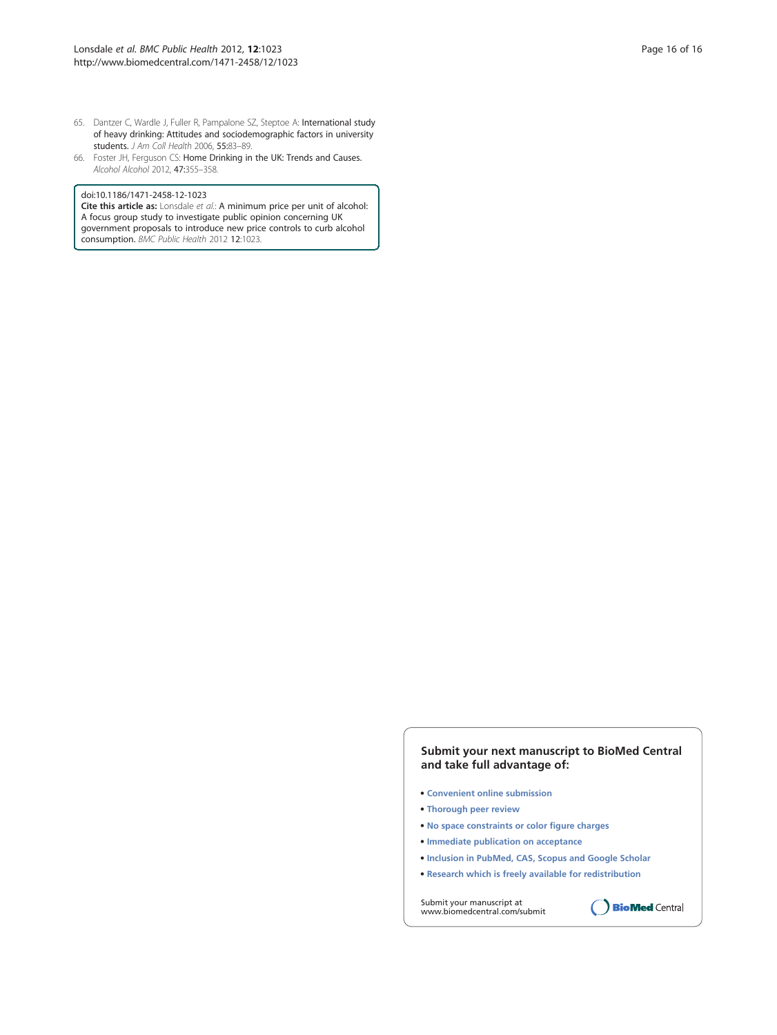65. Dantzer C, Wardle J, Fuller R, Pampalone SZ, Steptoe A: **International study of heavy drinking: Attitudes and sociodemographic factors in university students.** *J Am Coll Health* 2006, **55:**83–89.
66. Foster JH, Ferguson CS: **Home Drinking in the UK: Trends and Causes.** *Alcohol Alcohol* 2012, **47:**355–358.

doi:10.1186/1471-2458-12-1023
**Cite this article as:** Lonsdale *et al.*: A minimum price per unit of alcohol: A focus group study to investigate public opinion concerning UK government proposals to introduce new price controls to curb alcohol consumption. *BMC Public Health* 2012 **12**:1023.

**Submit your next manuscript to BioMed Central and take full advantage of:**

- **Convenient online submission**
- **Thorough peer review**
- **No space constraints or color figure charges**
- **Immediate publication on acceptance**
- **Inclusion in PubMed, CAS, Scopus and Google Scholar**
- **Research which is freely available for redistribution**

Submit your manuscript at
www.biomedcentral.com/submit

BioMed Central